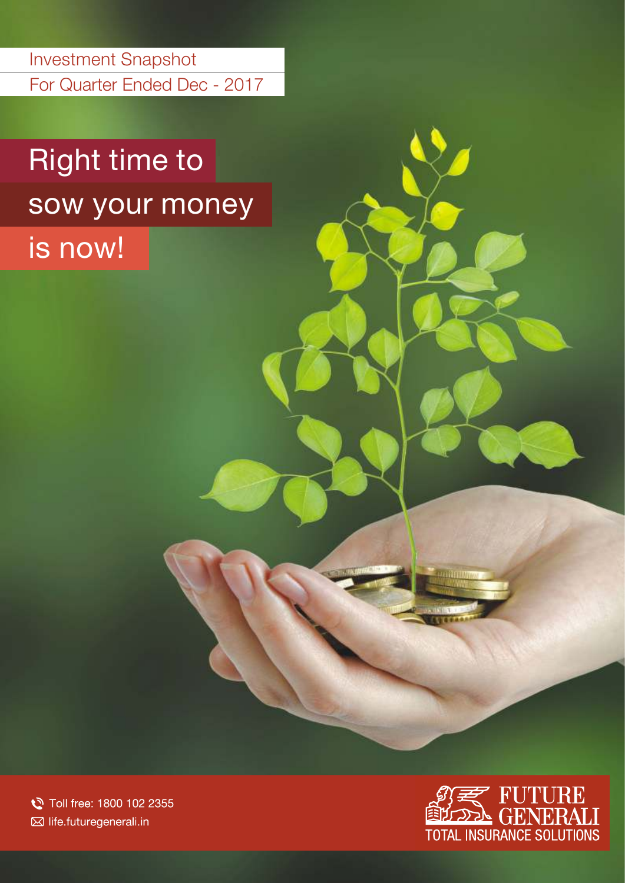Investment Snapshot

For Quarter Ended Dec - 2017

# Right time to sow your money is now!

Toll free: 1800 102 2355

life.futuregenerali.in

FUTURE GENERALI

TOTAL INSURANCE SOLUTIONS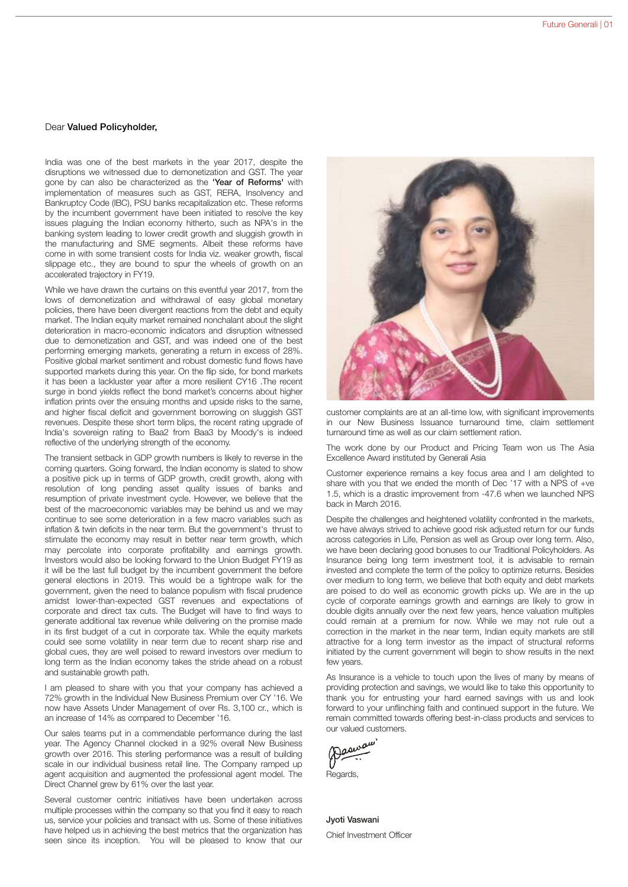Dear **Valued Policyholder,**

India was one of the best markets in the year 2017, despite the disruptions we witnessed due to demonetization and GST. The year gone by can also be characterized as the **'Year of Reforms'** with implementation of measures such as GST, RERA, Insolvency and Bankruptcy Code (IBC), PSU banks recapitalization etc. These reforms by the incumbent government have been initiated to resolve the key issues plaguing the Indian economy hitherto, such as NPA's in the banking system leading to lower credit growth and sluggish growth in the manufacturing and SME segments. Albeit these reforms have come in with some transient costs for India viz. weaker growth, fiscal slippage etc., they are bound to spur the wheels of growth on an accelerated trajectory in FY19.

While we have drawn the curtains on this eventful year 2017, from the lows of demonetization and withdrawal of easy global monetary policies, there have been divergent reactions from the debt and equity market. The Indian equity market remained nonchalant about the slight deterioration in macro-economic indicators and disruption witnessed due to demonetization and GST, and was indeed one of the best performing emerging markets, generating a return in excess of 28%. Positive global market sentiment and robust domestic fund flows have supported markets during this year. On the flip side, for bond markets it has been a lackluster year after a more resilient CY16 .The recent surge in bond yields reflect the bond market's concerns about higher inflation prints over the ensuing months and upside risks to the same, and higher fiscal deficit and government borrowing on sluggish GST revenues. Despite these short term blips, the recent rating upgrade of India's sovereign rating to Baa2 from Baa3 by Moody's is indeed reflective of the underlying strength of the economy.

The transient setback in GDP growth numbers is likely to reverse in the coming quarters. Going forward, the Indian economy is slated to show a positive pick up in terms of GDP growth, credit growth, along with resolution of long pending asset quality issues of banks and resumption of private investment cycle. However, we believe that the best of the macroeconomic variables may be behind us and we may continue to see some deterioration in a few macro variables such as inflation & twin deficits in the near term. But the government's thrust to stimulate the economy may result in better near term growth, which may percolate into corporate profitability and earnings growth. Investors would also be looking forward to the Union Budget FY19 as it will be the last full budget by the incumbent government the before general elections in 2019. This would be a tightrope walk for the government, given the need to balance populism with fiscal prudence amidst lower-than-expected GST revenues and expectations of corporate and direct tax cuts. The Budget will have to find ways to generate additional tax revenue while delivering on the promise made in its first budget of a cut in corporate tax. While the equity markets could see some volatility in near term due to recent sharp rise and global cues, they are well poised to reward investors over medium to long term as the Indian economy takes the stride ahead on a robust and sustainable growth path.

I am pleased to share with you that your company has achieved a 72% growth in the Individual New Business Premium over CY '16. We now have Assets Under Management of over Rs. 3,100 cr., which is an increase of 14% as compared to December '16.

Our sales teams put in a commendable performance during the last year. The Agency Channel clocked in a 92% overall New Business growth over 2016. This sterling performance was a result of building scale in our individual business retail line. The Company ramped up agent acquisition and augmented the professional agent model. The Direct Channel grew by 61% over the last year.

Several customer centric initiatives have been undertaken across multiple processes within the company so that you find it easy to reach us, service your policies and transact with us. Some of these initiatives have helped us in achieving the best metrics that the organization has seen since its inception. You will be pleased to know that our customer complaints are at an all-time low, with significant improvements in our New Business Issuance turnaround time, claim settlement turnaround time as well as our claim settlement ration.

The work done by our Product and Pricing Team won us The Asia Excellence Award instituted by Generali Asia

Customer experience remains a key focus area and I am delighted to share with you that we ended the month of Dec '17 with a NPS of +ve 1.5, which is a drastic improvement from -47.6 when we launched NPS back in March 2016.

Despite the challenges and heightened volatility confronted in the markets, we have always strived to achieve good risk adjusted return for our funds across categories in Life, Pension as well as Group over long term. Also, we have been declaring good bonuses to our Traditional Policyholders. As Insurance being long term investment tool, it is advisable to remain invested and complete the term of the policy to optimize returns. Besides over medium to long term, we believe that both equity and debt markets are poised to do well as economic growth picks up. We are in the up cycle of corporate earnings growth and earnings are likely to grow in double digits annually over the next few years, hence valuation multiples could remain at a premium for now. While we may not rule out a correction in the market in the near term, Indian equity markets are still attractive for a long term investor as the impact of structural reforms initiated by the current government will begin to show results in the next few years.

As Insurance is a vehicle to touch upon the lives of many by means of providing protection and savings, we would like to take this opportunity to thank you for entrusting your hard earned savings with us and look forward to your unflinching faith and continued support in the future. We remain committed towards offering best-in-class products and services to our valued customers.

Regards,

**Jyoti Vaswani**

Chief Investment Officer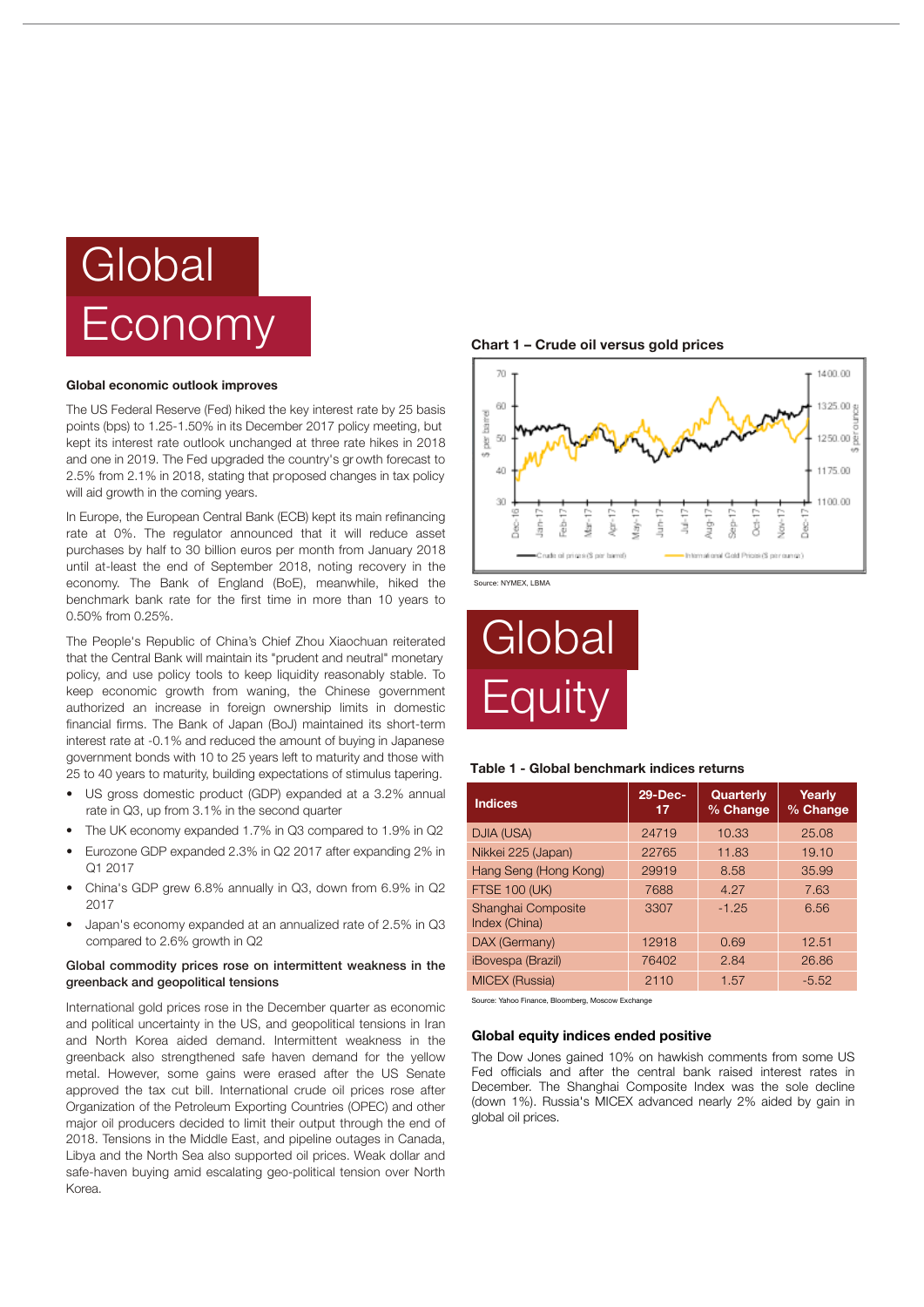# Global Economy

### Global economic outlook improves

The US Federal Reserve (Fed) hiked the key interest rate by 25 basis points (bps) to 1.25-1.50% in its December 2017 policy meeting, but kept its interest rate outlook unchanged at three rate hikes in 2018 and one in 2019. The Fed upgraded the country's growth forecast to 2.5% from 2.1% in 2018, stating that proposed changes in tax policy will aid growth in the coming years.

In Europe, the European Central Bank (ECB) kept its main refinancing rate at 0%. The regulator announced that it will reduce asset purchases by half to 30 billion euros per month from January 2018 until at-least the end of September 2018, noting recovery in the economy. The Bank of England (BoE), meanwhile, hiked the benchmark bank rate for the first time in more than 10 years to 0.50% from 0.25%.

The People's Republic of China's Chief Zhou Xiaochuan reiterated that the Central Bank will maintain its "prudent and neutral" monetary policy, and use policy tools to keep liquidity reasonably stable. To keep economic growth from waning, the Chinese government authorized an increase in foreign ownership limits in domestic financial firms. The Bank of Japan (BoJ) maintained its short-term interest rate at -0.1% and reduced the amount of buying in Japanese government bonds with 10 to 25 years left to maturity and those with 25 to 40 years to maturity, building expectations of stimulus tapering.

- US gross domestic product (GDP) expanded at a 3.2% annual rate in Q3, up from 3.1% in the second quarter
- The UK economy expanded 1.7% in Q3 compared to 1.9% in Q2
- Eurozone GDP expanded 2.3% in Q2 2017 after expanding 2% in Q1 2017
- China's GDP grew 6.8% annually in Q3, down from 6.9% in Q2 2017
- Japan's economy expanded at an annualized rate of 2.5% in Q3 compared to 2.6% growth in Q2

### Global commodity prices rose on intermittent weakness in the greenback and geopolitical tensions

International gold prices rose in the December quarter as economic and political uncertainty in the US, and geopolitical tensions in Iran and North Korea aided demand. Intermittent weakness in the greenback also strengthened safe haven demand for the yellow metal. However, some gains were erased after the US Senate approved the tax cut bill. International crude oil prices rose after Organization of the Petroleum Exporting Countries (OPEC) and other major oil producers decided to limit their output through the end of 2018. Tensions in the Middle East, and pipeline outages in Canada, Libya and the North Sea also supported oil prices. Weak dollar and safe-haven buying amid escalating geo-political tension over North Korea.

**Chart 1 – Crude oil versus gold prices**

Source: NYMEX, LBMA

# Global Equity

**Table 1 - Global benchmark indices returns**

| Indices | 29-Dec-17 | Quarterly % Change | Yearly % Change |
|---|---|---|---|
| DJIA (USA) | 24719 | 10.33 | 25.08 |
| Nikkei 225 (Japan) | 22765 | 11.83 | 19.10 |
| Hang Seng (Hong Kong) | 29919 | 8.58 | 35.99 |
| FTSE 100 (UK) | 7688 | 4.27 | 7.63 |
| Shanghai Composite Index (China) | 3307 | -1.25 | 6.56 |
| DAX (Germany) | 12918 | 0.69 | 12.51 |
| iBovespa (Brazil) | 76402 | 2.84 | 26.86 |
| MICEX (Russia) | 2110 | 1.57 | -5.52 |

Source: Yahoo Finance, Bloomberg, Moscow Exchange

### Global equity indices ended positive

The Dow Jones gained 10% on hawkish comments from some US Fed officials and after the central bank raised interest rates in December. The Shanghai Composite Index was the sole decline (down 1%). Russia's MICEX advanced nearly 2% aided by gain in global oil prices.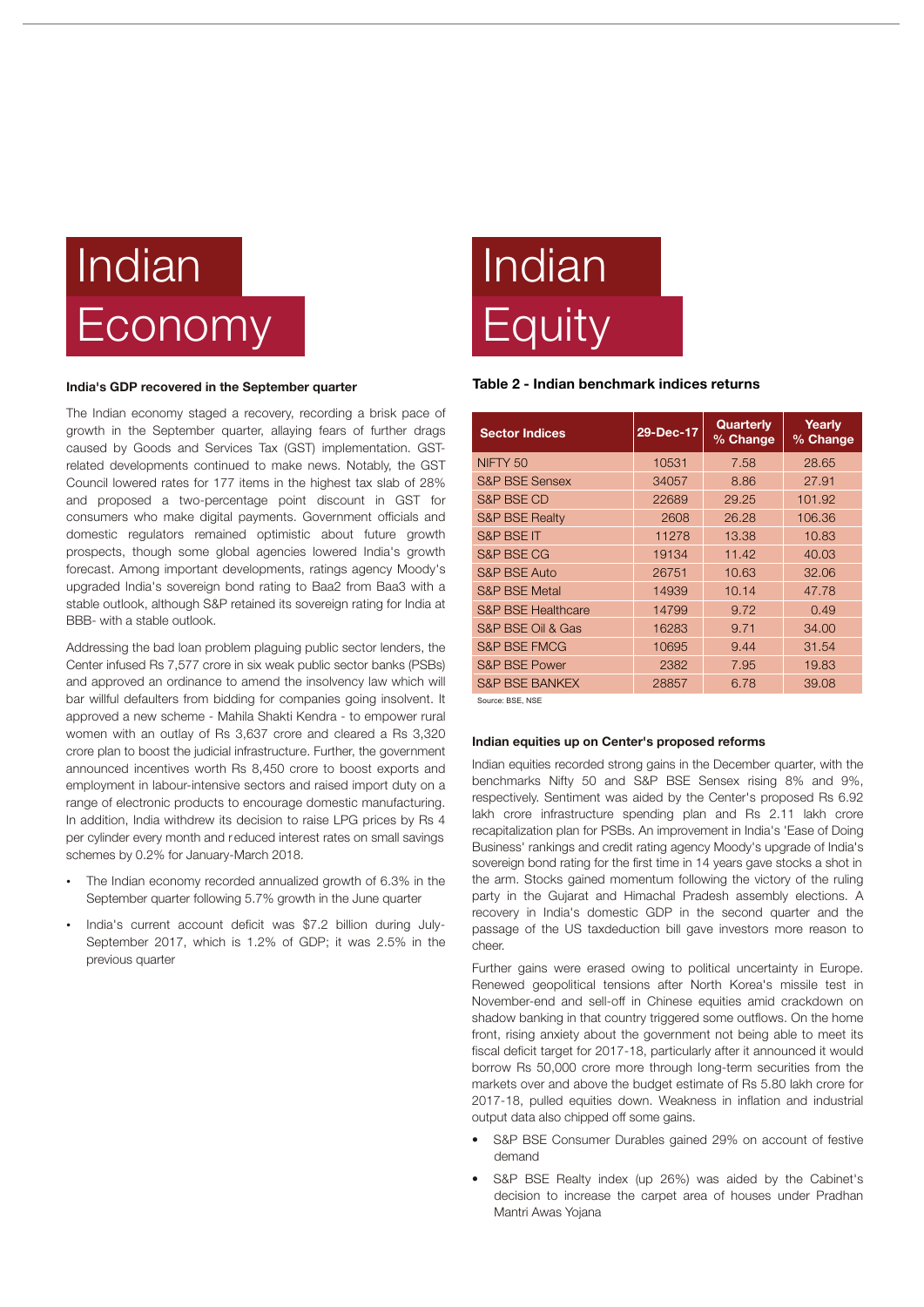# Indian Economy

### India's GDP recovered in the September quarter

The Indian economy staged a recovery, recording a brisk pace of growth in the September quarter, allaying fears of further drags caused by Goods and Services Tax (GST) implementation. GST-related developments continued to make news. Notably, the GST Council lowered rates for 177 items in the highest tax slab of 28% and proposed a two-percentage point discount in GST for consumers who make digital payments. Government officials and domestic regulators remained optimistic about future growth prospects, though some global agencies lowered India's growth forecast. Among important developments, ratings agency Moody's upgraded India's sovereign bond rating to Baa2 from Baa3 with a stable outlook, although S&P retained its sovereign rating for India at BBB- with a stable outlook.

Addressing the bad loan problem plaguing public sector lenders, the Center infused Rs 7,577 crore in six weak public sector banks (PSBs) and approved an ordinance to amend the insolvency law which will bar willful defaulters from bidding for companies going insolvent. It approved a new scheme - Mahila Shakti Kendra - to empower rural women with an outlay of Rs 3,637 crore and cleared a Rs 3,320 crore plan to boost the judicial infrastructure. Further, the government announced incentives worth Rs 8,450 crore to boost exports and employment in labour-intensive sectors and raised import duty on a range of electronic products to encourage domestic manufacturing. In addition, India withdrew its decision to raise LPG prices by Rs 4 per cylinder every month and reduced interest rates on small savings schemes by 0.2% for January-March 2018.

- The Indian economy recorded annualized growth of 6.3% in the September quarter following 5.7% growth in the June quarter
- India's current account deficit was $7.2 billion during July-September 2017, which is 1.2% of GDP; it was 2.5% in the previous quarter

# Indian Equity

### Table 2 - Indian benchmark indices returns

| Sector Indices | 29-Dec-17 | Quarterly % Change | Yearly % Change |
|---|---|---|---|
| NIFTY 50 | 10531 | 7.58 | 28.65 |
| S&P BSE Sensex | 34057 | 8.86 | 27.91 |
| S&P BSE CD | 22689 | 29.25 | 101.92 |
| S&P BSE Realty | 2608 | 26.28 | 106.36 |
| S&P BSE IT | 11278 | 13.38 | 10.83 |
| S&P BSE CG | 19134 | 11.42 | 40.03 |
| S&P BSE Auto | 26751 | 10.63 | 32.06 |
| S&P BSE Metal | 14939 | 10.14 | 47.78 |
| S&P BSE Healthcare | 14799 | 9.72 | 0.49 |
| S&P BSE Oil & Gas | 16283 | 9.71 | 34.00 |
| S&P BSE FMCG | 10695 | 9.44 | 31.54 |
| S&P BSE Power | 2382 | 7.95 | 19.83 |
| S&P BSE BANKEX | 28857 | 6.78 | 39.08 |

Source: BSE, NSE

### Indian equities up on Center's proposed reforms

Indian equities recorded strong gains in the December quarter, with the benchmarks Nifty 50 and S&P BSE Sensex rising 8% and 9%, respectively. Sentiment was aided by the Center's proposed Rs 6.92 lakh crore infrastructure spending plan and Rs 2.11 lakh crore recapitalization plan for PSBs. An improvement in India's 'Ease of Doing Business' rankings and credit rating agency Moody's upgrade of India's sovereign bond rating for the first time in 14 years gave stocks a shot in the arm. Stocks gained momentum following the victory of the ruling party in the Gujarat and Himachal Pradesh assembly elections. A recovery in India's domestic GDP in the second quarter and the passage of the US taxdeduction bill gave investors more reason to cheer.

Further gains were erased owing to political uncertainty in Europe. Renewed geopolitical tensions after North Korea's missile test in November-end and sell-off in Chinese equities amid crackdown on shadow banking in that country triggered some outflows. On the home front, rising anxiety about the government not being able to meet its fiscal deficit target for 2017-18, particularly after it announced it would borrow Rs 50,000 crore more through long-term securities from the markets over and above the budget estimate of Rs 5.80 lakh crore for 2017-18, pulled equities down. Weakness in inflation and industrial output data also chipped off some gains.

- S&P BSE Consumer Durables gained 29% on account of festive demand
- S&P BSE Realty index (up 26%) was aided by the Cabinet's decision to increase the carpet area of houses under Pradhan Mantri Awas Yojana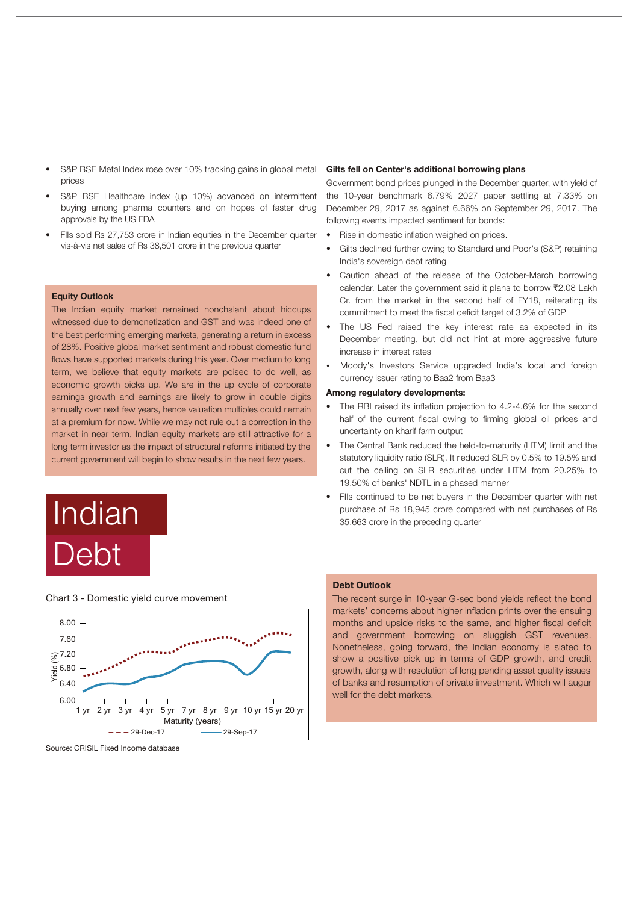- S&P BSE Metal Index rose over 10% tracking gains in global metal prices
- S&P BSE Healthcare index (up 10%) advanced on intermittent buying among pharma counters and on hopes of faster drug approvals by the US FDA
- FIIs sold Rs 27,753 crore in Indian equities in the December quarter vis-à-vis net sales of Rs 38,501 crore in the previous quarter

**Equity Outlook**

The Indian equity market remained nonchalant about hiccups witnessed due to demonetization and GST and was indeed one of the best performing emerging markets, generating a return in excess of 28%. Positive global market sentiment and robust domestic fund flows have supported markets during this year. Over medium to long term, we believe that equity markets are poised to do well, as economic growth picks up. We are in the up cycle of corporate earnings growth and earnings are likely to grow in double digits annually over next few years, hence valuation multiples could remain at a premium for now. While we may not rule out a correction in the market in near term, Indian equity markets are still attractive for a long term investor as the impact of structural reforms initiated by the current government will begin to show results in the next few years.

# Indian Debt

Chart 3 - Domestic yield curve movement

Source: CRISIL Fixed Income database

**Gilts fell on Center's additional borrowing plans**

Government bond prices plunged in the December quarter, with yield of the 10-year benchmark 6.79% 2027 paper settling at 7.33% on December 29, 2017 as against 6.66% on September 29, 2017. The following events impacted sentiment for bonds:

- Rise in domestic inflation weighed on prices.
- Gilts declined further owing to Standard and Poor's (S&P) retaining India's sovereign debt rating
- Caution ahead of the release of the October-March borrowing calendar. Later the government said it plans to borrow ₹2.08 Lakh Cr. from the market in the second half of FY18, reiterating its commitment to meet the fiscal deficit target of 3.2% of GDP
- The US Fed raised the key interest rate as expected in its December meeting, but did not hint at more aggressive future increase in interest rates
- Moody's Investors Service upgraded India's local and foreign currency issuer rating to Baa2 from Baa3

**Among regulatory developments:**

- The RBI raised its inflation projection to 4.2-4.6% for the second half of the current fiscal owing to firming global oil prices and uncertainty on kharif farm output
- The Central Bank reduced the held-to-maturity (HTM) limit and the statutory liquidity ratio (SLR). It reduced SLR by 0.5% to 19.5% and cut the ceiling on SLR securities under HTM from 20.25% to 19.50% of banks' NDTL in a phased manner
- FIIs continued to be net buyers in the December quarter with net purchase of Rs 18,945 crore compared with net purchases of Rs 35,663 crore in the preceding quarter

**Debt Outlook**

The recent surge in 10-year G-sec bond yields reflect the bond markets' concerns about higher inflation prints over the ensuing months and upside risks to the same, and higher fiscal deficit and government borrowing on sluggish GST revenues. Nonetheless, going forward, the Indian economy is slated to show a positive pick up in terms of GDP growth, and credit growth, along with resolution of long pending asset quality issues of banks and resumption of private investment. Which will augur well for the debt markets.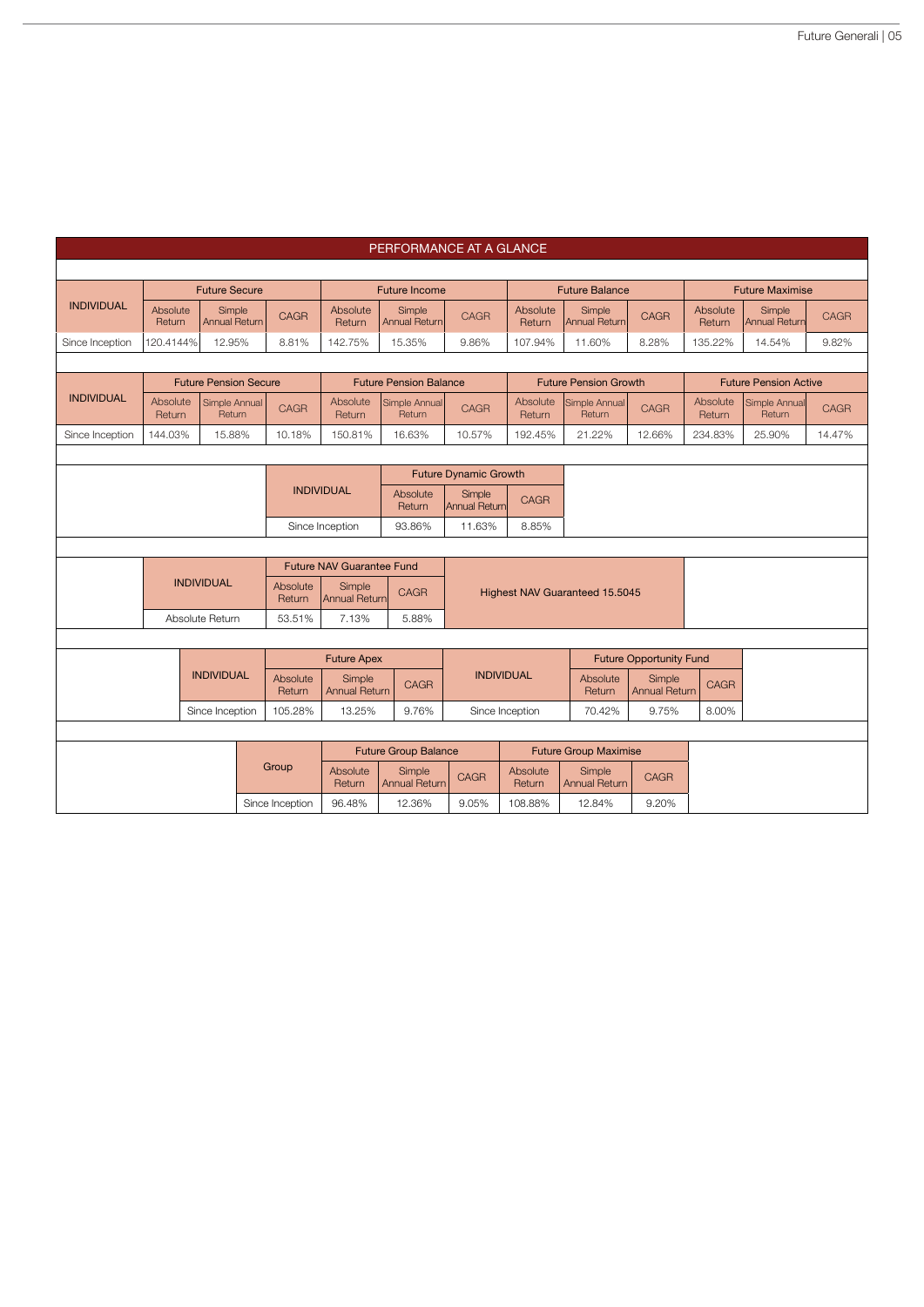## PERFORMANCE AT A GLANCE

| INDIVIDUAL | Future Secure | | | Future Income | | | Future Balance | | | Future Maximise | | |
|---|---|---|---|---|---|---|---|---|---|---|---|---|
| | Absolute Return | Simple Annual Return | CAGR | Absolute Return | Simple Annual Return | CAGR | Absolute Return | Simple Annual Return | CAGR | Absolute Return | Simple Annual Return | CAGR |
| Since Inception | 120.4144% | 12.95% | 8.81% | 142.75% | 15.35% | 9.86% | 107.94% | 11.60% | 8.28% | 135.22% | 14.54% | 9.82% |

| INDIVIDUAL | Future Pension Secure | | | Future Pension Balance | | | Future Pension Growth | | | Future Pension Active | | |
|---|---|---|---|---|---|---|---|---|---|---|---|---|
| | Absolute Return | Simple Annual Return | CAGR | Absolute Return | Simple Annual Return | CAGR | Absolute Return | Simple Annual Return | CAGR | Absolute Return | Simple Annual Return | CAGR |
| Since Inception | 144.03% | 15.88% | 10.18% | 150.81% | 16.63% | 10.57% | 192.45% | 21.22% | 12.66% | 234.83% | 25.90% | 14.47% |

| INDIVIDUAL | Future Dynamic Growth | | |
|---|---|---|---|
| | Absolute Return | Simple Annual Return | CAGR |
| Since Inception | 93.86% | 11.63% | 8.85% |

| INDIVIDUAL | Future NAV Guarantee Fund | | | |
|---|---|---|---|---|
| | Absolute Return | Simple Annual Return | CAGR | Highest NAV Guaranteed 15.5045 |
| Absolute Return | 53.51% | 7.13% | 5.88% | |

| INDIVIDUAL | Future Apex | | |
|---|---|---|---|
| | Absolute Return | Simple Annual Return | CAGR |
| Since Inception | 105.28% | 13.25% | 9.76% |

| INDIVIDUAL | Future Opportunity Fund | | |
|---|---|---|---|
| | Absolute Return | Simple Annual Return | CAGR |
| Since Inception | 70.42% | 9.75% | 8.00% |

| Group | Future Group Balance | | | Future Group Maximise | | |
|---|---|---|---|---|---|---|
| | Absolute Return | Simple Annual Return | CAGR | Absolute Return | Simple Annual Return | CAGR |
| Since Inception | 96.48% | 12.36% | 9.05% | 108.88% | 12.84% | 9.20% |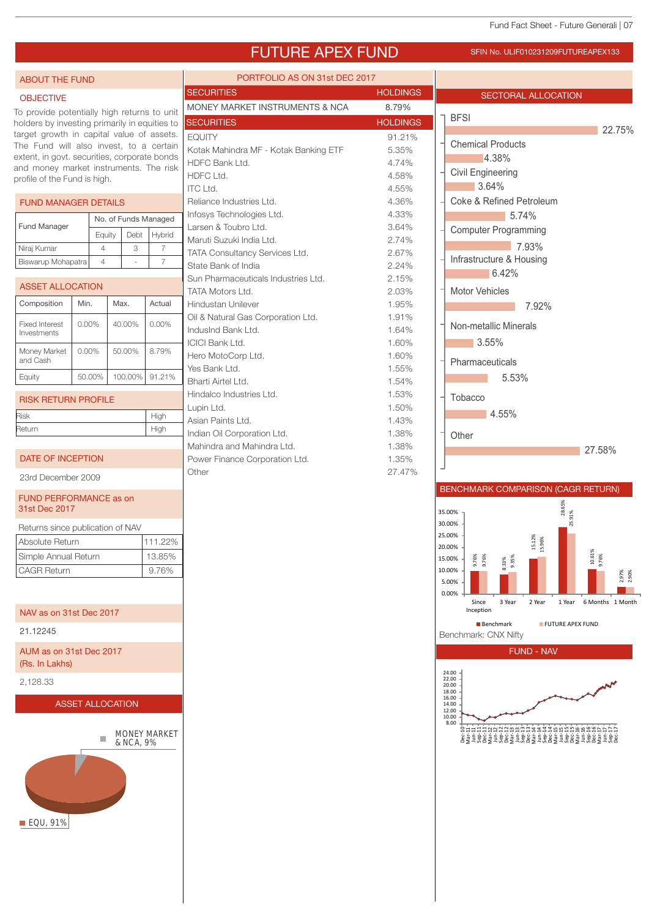# FUTURE APEX FUND

SFIN No. ULIF010231209FUTUREAPEX133

## ABOUT THE FUND

### OBJECTIVE

To provide potentially high returns to unit holders by investing primarily in equities to target growth in capital value of assets. The Fund will also invest, to a certain extent, in govt. securities, corporate bonds and money market instruments. The risk profile of the Fund is high.

### FUND MANAGER DETAILS

| Fund Manager | No. of Funds Managed | | |
|---|---|---|---|
| | Equity | Debt | Hybrid |
| Niraj Kumar | 4 | 3 | 7 |
| Biswarup Mohapatra | 4 | - | 7 |

### ASSET ALLOCATION

| Composition | Min. | Max. | Actual |
|---|---|---|---|
| Fixed Interest Investments | 0.00% | 40.00% | 0.00% |
| Money Market and Cash | 0.00% | 50.00% | 8.79% |
| Equity | 50.00% | 100.00% | 91.21% |

### RISK RETURN PROFILE

| | |
|---|---|
| Risk | High |
| Return | High |

### DATE OF INCEPTION

23rd December 2009

### FUND PERFORMANCE as on 31st Dec 2017

Returns since publication of NAV

| | |
|---|---|
| Absolute Return | 111.22% |
| Simple Annual Return | 13.85% |
| CAGR Return | 9.76% |

### NAV as on 31st Dec 2017

21.12245

### AUM as on 31st Dec 2017 (Rs. In Lakhs)

2,128.33

### ASSET ALLOCATION

MONEY MARKET & NCA, 9%

EQU, 91%

## PORTFOLIO AS ON 31st DEC 2017

| SECURITIES | HOLDINGS |
|---|---|
| MONEY MARKET INSTRUMENTS & NCA | 8.79% |

| SECURITIES | HOLDINGS |
|---|---|
| EQUITY | 91.21% |
| Kotak Mahindra MF - Kotak Banking ETF | 5.35% |
| HDFC Bank Ltd. | 4.74% |
| HDFC Ltd. | 4.58% |
| ITC Ltd. | 4.55% |
| Reliance Industries Ltd. | 4.36% |
| Infosys Technologies Ltd. | 4.33% |
| Larsen & Toubro Ltd. | 3.64% |
| Maruti Suzuki India Ltd. | 2.74% |
| TATA Consultancy Services Ltd. | 2.67% |
| State Bank of India | 2.24% |
| Sun Pharmaceuticals Industries Ltd. | 2.15% |
| TATA Motors Ltd. | 2.03% |
| Hindustan Unilever | 1.95% |
| Oil & Natural Gas Corporation Ltd. | 1.91% |
| IndusInd Bank Ltd. | 1.64% |
| ICICI Bank Ltd. | 1.60% |
| Hero MotoCorp Ltd. | 1.60% |
| Yes Bank Ltd. | 1.55% |
| Bharti Airtel Ltd. | 1.54% |
| Hindalco Industries Ltd. | 1.53% |
| Lupin Ltd. | 1.50% |
| Asian Paints Ltd. | 1.43% |
| Indian Oil Corporation Ltd. | 1.38% |
| Mahindra and Mahindra Ltd. | 1.38% |
| Power Finance Corporation Ltd. | 1.35% |
| Other | 27.47% |

## SECTORAL ALLOCATION

| Sector | Allocation |
|---|---|
| BFSI | 22.75% |
| Chemical Products | 4.38% |
| Civil Engineering | 3.64% |
| Coke & Refined Petroleum | 5.74% |
| Computer Programming | 7.93% |
| Infrastructure & Housing | 6.42% |
| Motor Vehicles | 7.92% |
| Non-metallic Minerals | 3.55% |
| Pharmaceuticals | 5.53% |
| Tobacco | 4.55% |
| Other | 27.58% |

## BENCHMARK COMPARISON (CAGR RETURN)

| | Since Inception | 3 Year | 2 Year | 1 Year | 6 Months | 1 Month |
|---|---|---|---|---|---|---|
| Benchmark | 9.76% | 8.33% | 15.12% | 28.65% | 10.61% | 2.97% |
| FUTURE APEX FUND | 9.76% | 9.35% | 15.96% | 25.91% | 9.76% | 2.90% |

Benchmark: CNX Nifty

## FUND - NAV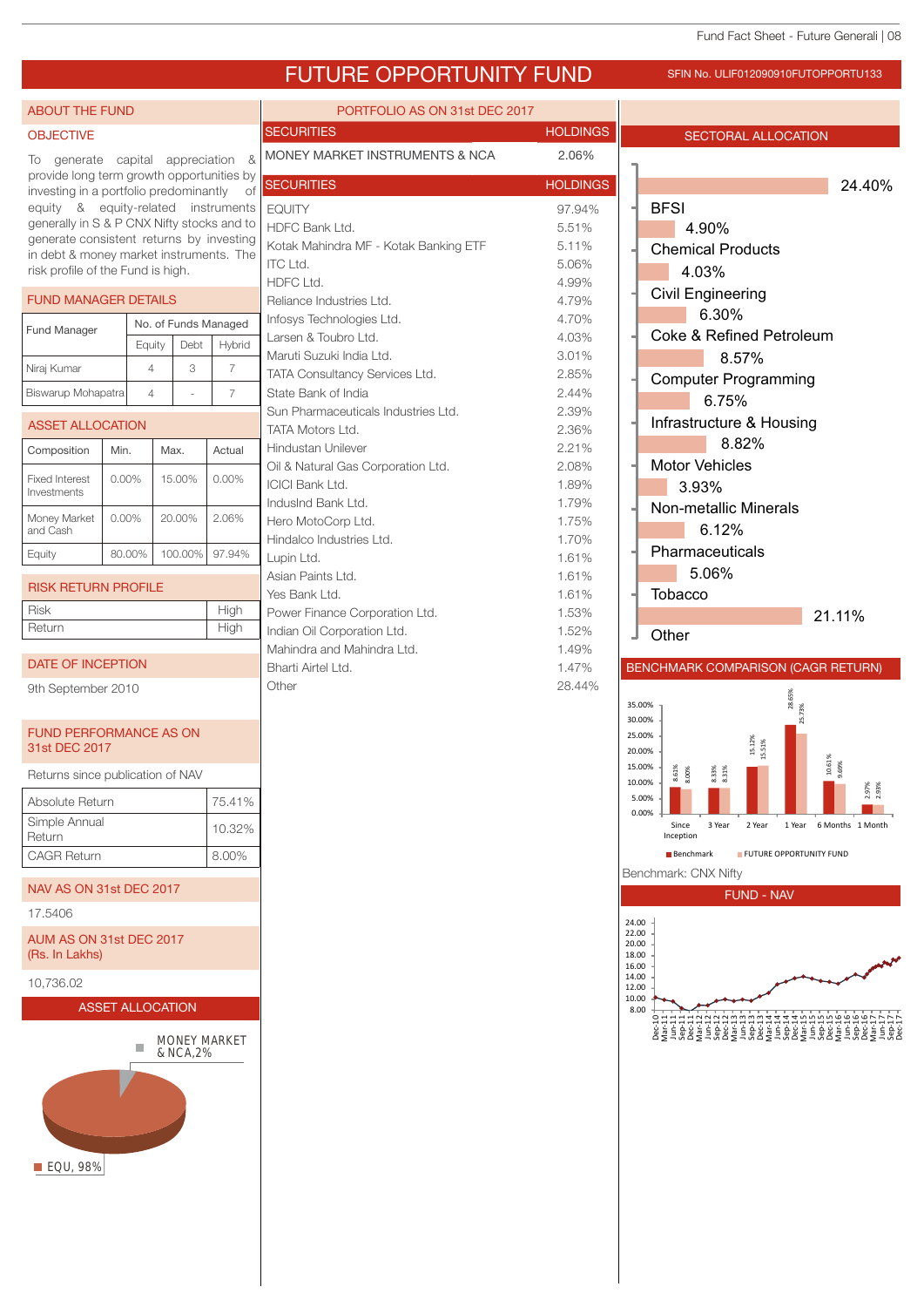# FUTURE OPPORTUNITY FUND

SFIN No. ULIF012090910FUTOPPORTU133

## ABOUT THE FUND

### OBJECTIVE

To generate capital appreciation & provide long term growth opportunities by investing in a portfolio predominantly of equity & equity-related instruments generally in S & P CNX Nifty stocks and to generate consistent returns by investing in debt & money market instruments. The risk profile of the Fund is high.

### FUND MANAGER DETAILS

| Fund Manager | No. of Funds Managed | | |
|---|---|---|---|
| | Equity | Debt | Hybrid |
| Niraj Kumar | 4 | 3 | 7 |
| Biswarup Mohapatra | 4 | - | 7 |

### ASSET ALLOCATION

| Composition | Min. | Max. | Actual |
|---|---|---|---|
| Fixed Interest Investments | 0.00% | 15.00% | 0.00% |
| Money Market and Cash | 0.00% | 20.00% | 2.06% |
| Equity | 80.00% | 100.00% | 97.94% |

### RISK RETURN PROFILE

| Risk | High |
|---|---|
| Return | High |

### DATE OF INCEPTION

9th September 2010

### FUND PERFORMANCE AS ON 31st DEC 2017

Returns since publication of NAV

| Absolute Return | 75.41% |
|---|---|
| Simple Annual Return | 10.32% |
| CAGR Return | 8.00% |

### NAV AS ON 31st DEC 2017

17.5406

### AUM AS ON 31st DEC 2017 (Rs. In Lakhs)

10,736.02

### ASSET ALLOCATION

MONEY MARKET & NCA, 2%

EQU, 98%

## PORTFOLIO AS ON 31st DEC 2017

| SECURITIES | HOLDINGS |
|---|---|
| MONEY MARKET INSTRUMENTS & NCA | 2.06% |

| SECURITIES | HOLDINGS |
|---|---|
| EQUITY | 97.94% |
| HDFC Bank Ltd. | 5.51% |
| Kotak Mahindra MF - Kotak Banking ETF | 5.11% |
| ITC Ltd. | 5.06% |
| HDFC Ltd. | 4.99% |
| Reliance Industries Ltd. | 4.79% |
| Infosys Technologies Ltd. | 4.70% |
| Larsen & Toubro Ltd. | 4.03% |
| Maruti Suzuki India Ltd. | 3.01% |
| TATA Consultancy Services Ltd. | 2.85% |
| State Bank of India | 2.44% |
| Sun Pharmaceuticals Industries Ltd. | 2.39% |
| TATA Motors Ltd. | 2.36% |
| Hindustan Unilever | 2.21% |
| Oil & Natural Gas Corporation Ltd. | 2.08% |
| ICICI Bank Ltd. | 1.89% |
| IndusInd Bank Ltd. | 1.79% |
| Hero MotoCorp Ltd. | 1.75% |
| Hindalco Industries Ltd. | 1.70% |
| Lupin Ltd. | 1.61% |
| Asian Paints Ltd. | 1.61% |
| Yes Bank Ltd. | 1.61% |
| Power Finance Corporation Ltd. | 1.53% |
| Indian Oil Corporation Ltd. | 1.52% |
| Mahindra and Mahindra Ltd. | 1.49% |
| Bharti Airtel Ltd. | 1.47% |
| Other | 28.44% |

## SECTORAL ALLOCATION

| Sector | Allocation |
|---|---|
| BFSI | 24.40% |
| Chemical Products | 4.90% |
| Civil Engineering | 4.03% |
| Coke & Refined Petroleum | 6.30% |
| Computer Programming | 8.57% |
| Infrastructure & Housing | 6.75% |
| Motor Vehicles | 8.82% |
| Non-metallic Minerals | 3.93% |
| Pharmaceuticals | 6.12% |
| Tobacco | 5.06% |
| Other | 21.11% |

## BENCHMARK COMPARISON (CAGR RETURN)

| | Since Inception | 3 Year | 2 Year | 1 Year | 6 Months | 1 Month |
|---|---|---|---|---|---|---|
| Benchmark | 8.61% | 8.33% | 15.12% | 28.65% | 10.61% | 2.97% |
| FUTURE OPPORTUNITY FUND | 8.00% | 8.31% | 15.51% | 25.73% | 9.69% | 2.93% |

Benchmark: CNX Nifty

## FUND - NAV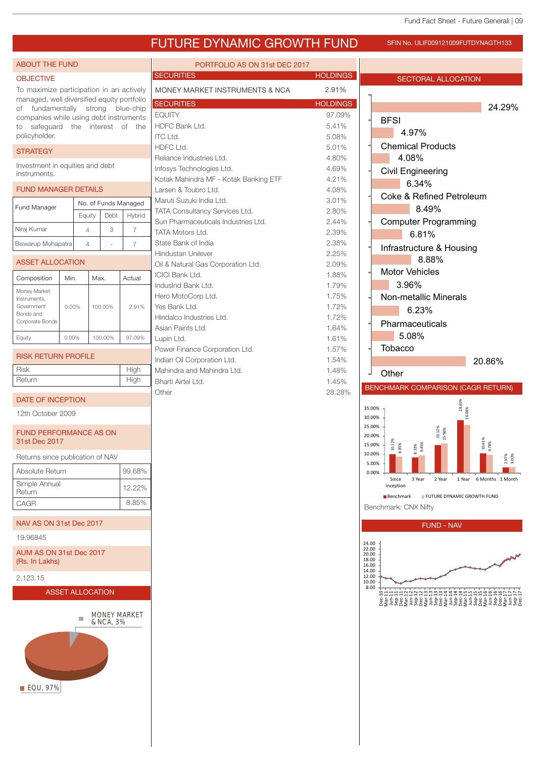# FUTURE DYNAMIC GROWTH FUND

SFIN No. ULIF009121009FUTDYNAGTH133

## ABOUT THE FUND

### OBJECTIVE

To maximize participation in an actively managed, well diversified equity portfolio of fundamentally strong blue-chip companies while using debt instruments to safeguard the interest of the policyholder.

### STRATEGY

Investment in equities and debt instruments.

### FUND MANAGER DETAILS

| Fund Manager | No. of Funds Managed | | |
|---|---|---|---|
| | Equity | Debt | Hybrid |
| Niraj Kumar | 4 | 3 | 7 |
| Biswarup Mohapatra | 4 | - | 7 |

### ASSET ALLOCATION

| Composition | Min. | Max. | Actual |
|---|---|---|---|
| Money Market Instruments, Government Bonds and Corporate Bonds | 0.00% | 100.00% | 2.91% |
| Equity | 0.00% | 100.00% | 97.09% |

### RISK RETURN PROFILE

| | |
|---|---|
| Risk | High |
| Return | High |

### DATE OF INCEPTION

12th October 2009

### FUND PERFORMANCE AS ON 31st Dec 2017

Returns since publication of NAV

| | |
|---|---|
| Absolute Return | 99.68% |
| Simple Annual Return | 12.22% |
| CAGR | 8.85% |

### NAV AS ON 31st Dec 2017

19.96845

### AUM AS ON 31st Dec 2017 (Rs. In Lakhs)

2,123.15

### ASSET ALLOCATION

MONEY MARKET & NCA, 3%

EQU, 97%

## PORTFOLIO AS ON 31st DEC 2017

| SECURITIES | HOLDINGS |
|---|---|
| MONEY MARKET INSTRUMENTS & NCA | 2.91% |

| SECURITIES | HOLDINGS |
|---|---|
| EQUITY | 97.09% |
| HDFC Bank Ltd. | 5.41% |
| ITC Ltd. | 5.08% |
| HDFC Ltd. | 5.01% |
| Reliance Industries Ltd. | 4.80% |
| Infosys Technologies Ltd. | 4.69% |
| Kotak Mahindra MF - Kotak Banking ETF | 4.21% |
| Larsen & Toubro Ltd. | 4.08% |
| Maruti Suzuki India Ltd. | 3.01% |
| TATA Consultancy Services Ltd. | 2.80% |
| Sun Pharmaceuticals Industries Ltd. | 2.44% |
| TATA Motors Ltd. | 2.39% |
| State Bank of India | 2.38% |
| Hindustan Unilever | 2.25% |
| Oil & Natural Gas Corporation Ltd. | 2.09% |
| ICICI Bank Ltd. | 1.88% |
| IndusInd Bank Ltd. | 1.79% |
| Hero MotoCorp Ltd. | 1.75% |
| Yes Bank Ltd. | 1.72% |
| Hindalco Industries Ltd. | 1.72% |
| Asian Paints Ltd. | 1.64% |
| Lupin Ltd. | 1.61% |
| Power Finance Corporation Ltd. | 1.57% |
| Indian Oil Corporation Ltd. | 1.54% |
| Mahindra and Mahindra Ltd. | 1.48% |
| Bharti Airtel Ltd. | 1.45% |
| Other | 28.28% |

## SECTORAL ALLOCATION

| Sector | Allocation |
|---|---|
| BFSI | 24.29% |
| Chemical Products | 4.97% |
| Civil Engineering | 4.08% |
| Coke & Refined Petroleum | 6.34% |
| Computer Programming | 8.49% |
| Infrastructure & Housing | 6.81% |
| Motor Vehicles | 8.88% |
| Non-metallic Minerals | 3.96% |
| Pharmaceuticals | 6.23% |
| Tobacco | 5.08% |
| Other | 20.86% |

## BENCHMARK COMPARISON (CAGR RETURN)

| | Since Inception | 3 Year | 2 Year | 1 Year | 6 Months | 1 Month |
|---|---|---|---|---|---|---|
| Benchmark | 10.12% | 8.33% | 15.12% | 28.65% | 10.61% | 2.97% |
| FUTURE DYNAMIC GROWTH FUND | 8.85% | 9.45% | 15.96% | 26.00% | 9.78% | 3.00% |

Benchmark: CNX Nifty

## FUND - NAV

NAV chart from Dec-10 to Dec-17 (scale 8.00 to 24.00).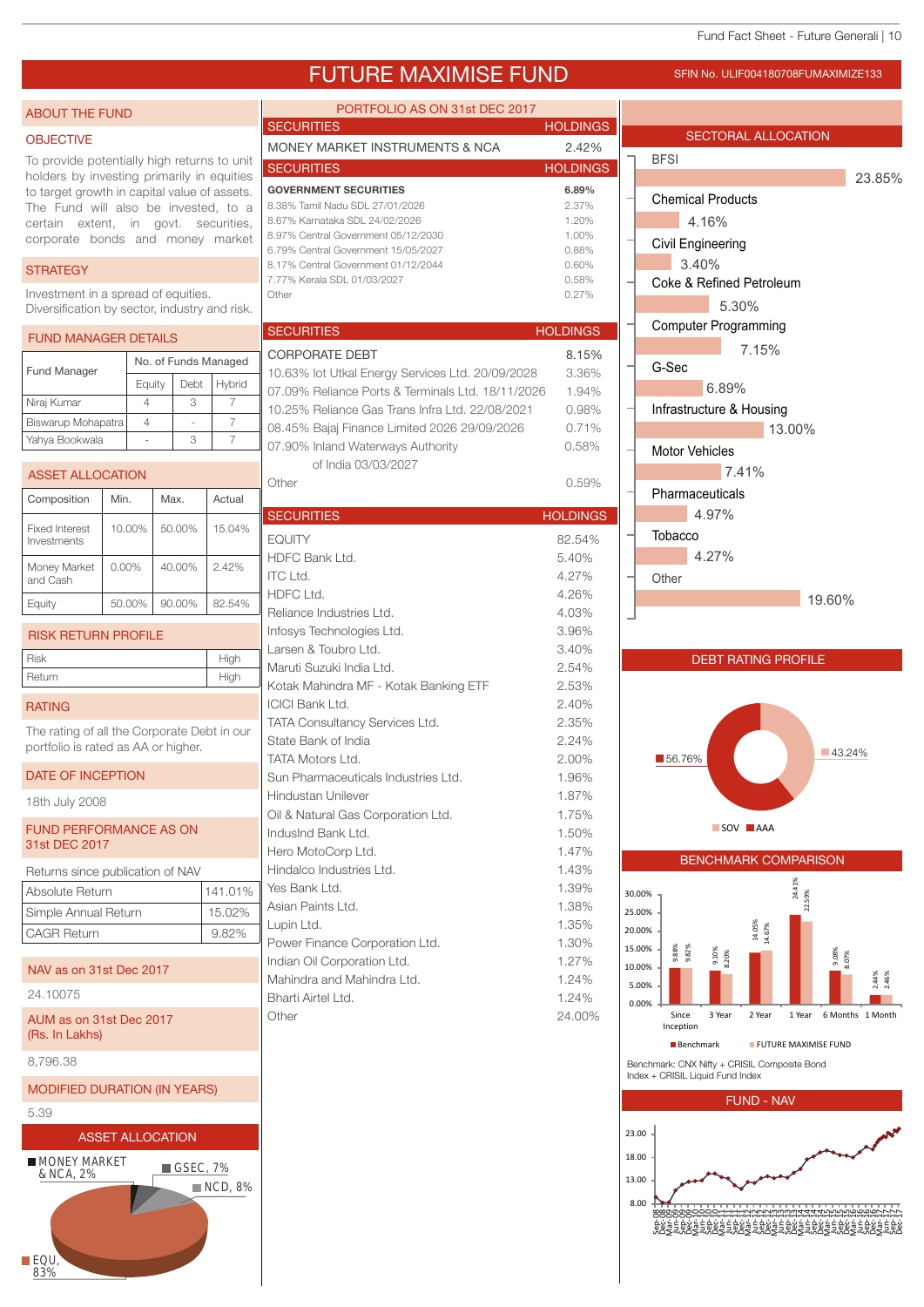# FUTURE MAXIMISE FUND

SFIN No. ULIF004180708FUMAXIMIZE133

## ABOUT THE FUND

### OBJECTIVE

To provide potentially high returns to unit holders by investing primarily in equities to target growth in capital value of assets. The Fund will also be invested, to a certain extent, in govt. securities, corporate bonds and money market

### STRATEGY

Investment in a spread of equities. Diversification by sector, industry and risk.

## FUND MANAGER DETAILS

| Fund Manager | No. of Funds Managed | | |
|---|---|---|---|
| | Equity | Debt | Hybrid |
| Niraj Kumar | 4 | 3 | 7 |
| Biswarup Mohapatra | 4 | - | 7 |
| Yahya Bookwala | - | 3 | 7 |

## ASSET ALLOCATION

| Composition | Min. | Max. | Actual |
|---|---|---|---|
| Fixed Interest Investments | 10.00% | 50.00% | 15.04% |
| Money Market and Cash | 0.00% | 40.00% | 2.42% |
| Equity | 50.00% | 90.00% | 82.54% |

## RISK RETURN PROFILE

| Risk | High |
|---|---|
| Return | High |

## RATING

The rating of all the Corporate Debt in our portfolio is rated as AA or higher.

## DATE OF INCEPTION

18th July 2008

## FUND PERFORMANCE AS ON 31st DEC 2017

Returns since publication of NAV

| Absolute Return | 141.01% |
|---|---|
| Simple Annual Return | 15.02% |
| CAGR Return | 9.82% |

## NAV as on 31st Dec 2017

24.10075

## AUM as on 31st Dec 2017 (Rs. In Lakhs)

8,796.38

## MODIFIED DURATION (IN YEARS)

5.39

## ASSET ALLOCATION

MONEY MARKET & NCA, 2%; GSEC, 7%; NCD, 8%; EQU, 83%

## PORTFOLIO AS ON 31st DEC 2017

| SECURITIES | HOLDINGS |
|---|---|
| MONEY MARKET INSTRUMENTS & NCA | 2.42% |

| SECURITIES | HOLDINGS |
|---|---|
| **GOVERNMENT SECURITIES** | **6.89%** |
| 8.38% Tamil Nadu SDL 27/01/2026 | 2.37% |
| 8.67% Karnataka SDL 24/02/2026 | 1.20% |
| 8.97% Central Government 05/12/2030 | 1.00% |
| 6.79% Central Government 15/05/2027 | 0.88% |
| 8.17% Central Government 01/12/2044 | 0.60% |
| 7.77% Kerala SDL 01/03/2027 | 0.58% |
| Other | 0.27% |

| SECURITIES | HOLDINGS |
|---|---|
| CORPORATE DEBT | 8.15% |
| 10.63% Iot Utkal Energy Services Ltd. 20/09/2028 | 3.36% |
| 07.09% Reliance Ports & Terminals Ltd. 18/11/2026 | 1.94% |
| 10.25% Reliance Gas Trans Infra Ltd. 22/08/2021 | 0.98% |
| 08.45% Bajaj Finance Limited 2026 29/09/2026 | 0.71% |
| 07.90% Inland Waterways Authority of India 03/03/2027 | 0.58% |
| Other | 0.59% |

| SECURITIES | HOLDINGS |
|---|---|
| EQUITY | 82.54% |
| HDFC Bank Ltd. | 5.40% |
| ITC Ltd. | 4.27% |
| HDFC Ltd. | 4.26% |
| Reliance Industries Ltd. | 4.03% |
| Infosys Technologies Ltd. | 3.96% |
| Larsen & Toubro Ltd. | 3.40% |
| Maruti Suzuki India Ltd. | 2.54% |
| Kotak Mahindra MF - Kotak Banking ETF | 2.53% |
| ICICI Bank Ltd. | 2.40% |
| TATA Consultancy Services Ltd. | 2.35% |
| State Bank of India | 2.24% |
| TATA Motors Ltd. | 2.00% |
| Sun Pharmaceuticals Industries Ltd. | 1.96% |
| Hindustan Unilever | 1.87% |
| Oil & Natural Gas Corporation Ltd. | 1.75% |
| IndusInd Bank Ltd. | 1.50% |
| Hero MotoCorp Ltd. | 1.47% |
| Hindalco Industries Ltd. | 1.43% |
| Yes Bank Ltd. | 1.39% |
| Asian Paints Ltd. | 1.38% |
| Lupin Ltd. | 1.35% |
| Power Finance Corporation Ltd. | 1.30% |
| Indian Oil Corporation Ltd. | 1.27% |
| Mahindra and Mahindra Ltd. | 1.24% |
| Bharti Airtel Ltd. | 1.24% |
| Other | 24.00% |

## SECTORAL ALLOCATION

| Sector | Allocation |
|---|---|
| BFSI | 23.85% |
| Chemical Products | 4.16% |
| Civil Engineering | 3.40% |
| Coke & Refined Petroleum | 5.30% |
| Computer Programming | 7.15% |
| G-Sec | 6.89% |
| Infrastructure & Housing | 13.00% |
| Motor Vehicles | 7.41% |
| Pharmaceuticals | 4.97% |
| Tobacco | 4.27% |
| Other | 19.60% |

## DEBT RATING PROFILE

| Rating | Share |
|---|---|
| SOV | 43.24% |
| AAA | 56.76% |

## BENCHMARK COMPARISON

| Period | Benchmark | FUTURE MAXIMISE FUND |
|---|---|---|
| Since Inception | 9.88% | 9.82% |
| 3 Year | 9.10% | 8.20% |
| 2 Year | 14.05% | 14.67% |
| 1 Year | 24.41% | 22.59% |
| 6 Months | 9.08% | 8.07% |
| 1 Month | 2.44% | 2.46% |

Benchmark: CNX Nifty + CRISIL Composite Bond Index + CRISIL Liquid Fund Index

## FUND - NAV

(Chart of fund NAV from Sep-08 to Dec-17; y-axis 8.00 to 23.00)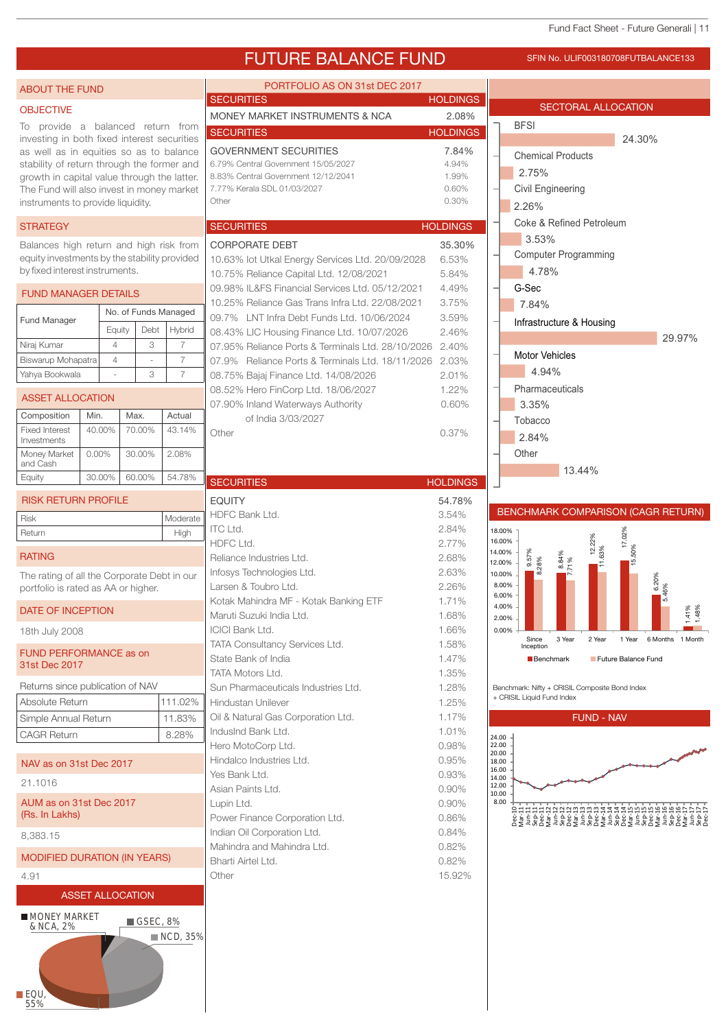# FUTURE BALANCE FUND

SFIN No. ULIF003180708FUTBALANCE133

## ABOUT THE FUND

### OBJECTIVE

To provide a balanced return from investing in both fixed interest securities as well as in equities so as to balance stability of return through the former and growth in capital value through the latter. The Fund will also invest in money market instruments to provide liquidity.

### STRATEGY

Balances high return and high risk from equity investments by the stability provided by fixed interest instruments.

### FUND MANAGER DETAILS

| Fund Manager | No. of Funds Managed | | |
|---|---|---|---|
| | Equity | Debt | Hybrid |
| Niraj Kumar | 4 | 3 | 7 |
| Biswarup Mohapatra | 4 | - | 7 |
| Yahya Bookwala | - | 3 | 7 |

### ASSET ALLOCATION

| Composition | Min. | Max. | Actual |
|---|---|---|---|
| Fixed Interest Investments | 40.00% | 70.00% | 43.14% |
| Money Market and Cash | 0.00% | 30.00% | 2.08% |
| Equity | 30.00% | 60.00% | 54.78% |

### RISK RETURN PROFILE

| Risk | Moderate |
|---|---|
| Return | High |

### RATING

The rating of all the Corporate Debt in our portfolio is rated as AA or higher.

### DATE OF INCEPTION

18th July 2008

### FUND PERFORMANCE as on 31st Dec 2017

Returns since publication of NAV

| Absolute Return | 111.02% |
|---|---|
| Simple Annual Return | 11.83% |
| CAGR Return | 8.28% |

### NAV as on 31st Dec 2017

21.1016

### AUM as on 31st Dec 2017 (Rs. In Lakhs)

8,383.15

### MODIFIED DURATION (IN YEARS)

4.91

### ASSET ALLOCATION

MONEY MARKET & NCA, 2%; GSEC, 8%; NCD, 35%; EQU, 55%

## PORTFOLIO AS ON 31st DEC 2017

| SECURITIES | HOLDINGS |
|---|---|
| MONEY MARKET INSTRUMENTS & NCA | 2.08% |

| SECURITIES | HOLDINGS |
|---|---|
| GOVERNMENT SECURITIES | 7.84% |
| 6.79% Central Government 15/05/2027 | 4.94% |
| 8.83% Central Government 12/12/2041 | 1.99% |
| 7.77% Kerala SDL 01/03/2027 | 0.60% |
| Other | 0.30% |

| SECURITIES | HOLDINGS |
|---|---|
| CORPORATE DEBT | 35.30% |
| 10.63% Iot Utkal Energy Services Ltd. 20/09/2028 | 6.53% |
| 10.75% Reliance Capital Ltd. 12/08/2021 | 5.84% |
| 09.98% IL&FS Financial Services Ltd. 05/12/2021 | 4.49% |
| 10.25% Reliance Gas Trans Infra Ltd. 22/08/2021 | 3.75% |
| 09.7% LNT Infra Debt Funds Ltd. 10/06/2024 | 3.59% |
| 08.43% LIC Housing Finance Ltd. 10/07/2026 | 2.46% |
| 07.95% Reliance Ports & Terminals Ltd. 28/10/2026 | 2.40% |
| 07.9% Reliance Ports & Terminals Ltd. 18/11/2026 | 2.03% |
| 08.75% Bajaj Finance Ltd. 14/08/2026 | 2.01% |
| 08.52% Hero FinCorp Ltd. 18/06/2027 | 1.22% |
| 07.90% Inland Waterways Authority of India 3/03/2027 | 0.60% |
| Other | 0.37% |

| SECURITIES | HOLDINGS |
|---|---|
| EQUITY | 54.78% |
| HDFC Bank Ltd. | 3.54% |
| ITC Ltd. | 2.84% |
| HDFC Ltd. | 2.77% |
| Reliance Industries Ltd. | 2.68% |
| Infosys Technologies Ltd. | 2.63% |
| Larsen & Toubro Ltd. | 2.26% |
| Kotak Mahindra MF - Kotak Banking ETF | 1.71% |
| Maruti Suzuki India Ltd. | 1.68% |
| ICICI Bank Ltd. | 1.66% |
| TATA Consultancy Services Ltd. | 1.58% |
| State Bank of India | 1.47% |
| TATA Motors Ltd. | 1.35% |
| Sun Pharmaceuticals Industries Ltd. | 1.28% |
| Hindustan Unilever | 1.25% |
| Oil & Natural Gas Corporation Ltd. | 1.17% |
| IndusInd Bank Ltd. | 1.01% |
| Hero MotoCorp Ltd. | 0.98% |
| Hindalco Industries Ltd. | 0.95% |
| Yes Bank Ltd. | 0.93% |
| Asian Paints Ltd. | 0.90% |
| Lupin Ltd. | 0.90% |
| Power Finance Corporation Ltd. | 0.86% |
| Indian Oil Corporation Ltd. | 0.84% |
| Mahindra and Mahindra Ltd. | 0.82% |
| Bharti Airtel Ltd. | 0.82% |
| Other | 15.92% |

## SECTORAL ALLOCATION

| Sector | Allocation |
|---|---|
| BFSI | 24.30% |
| Chemical Products | 2.75% |
| Civil Engineering | 2.26% |
| Coke & Refined Petroleum | 3.53% |
| Computer Programming | 4.78% |
| G-Sec | 7.84% |
| Infrastructure & Housing | 29.97% |
| Motor Vehicles | 4.94% |
| Pharmaceuticals | 3.35% |
| Tobacco | 2.84% |
| Other | 13.44% |

## BENCHMARK COMPARISON (CAGR RETURN)

| Period | Benchmark | Future Balance Fund |
|---|---|---|
| Since Inception | 9.57% | 8.28% |
| 3 Year | 8.84% | 7.71% |
| 2 Year | 12.22% | 11.63% |
| 1 Year | 17.02% | 15.50% |
| 6 Months | 6.20% | 5.46% |
| 1 Month | 1.41% | 1.48% |

Benchmark: Nifty + CRISIL Composite Bond Index + CRISIL Liquid Fund Index

## FUND - NAV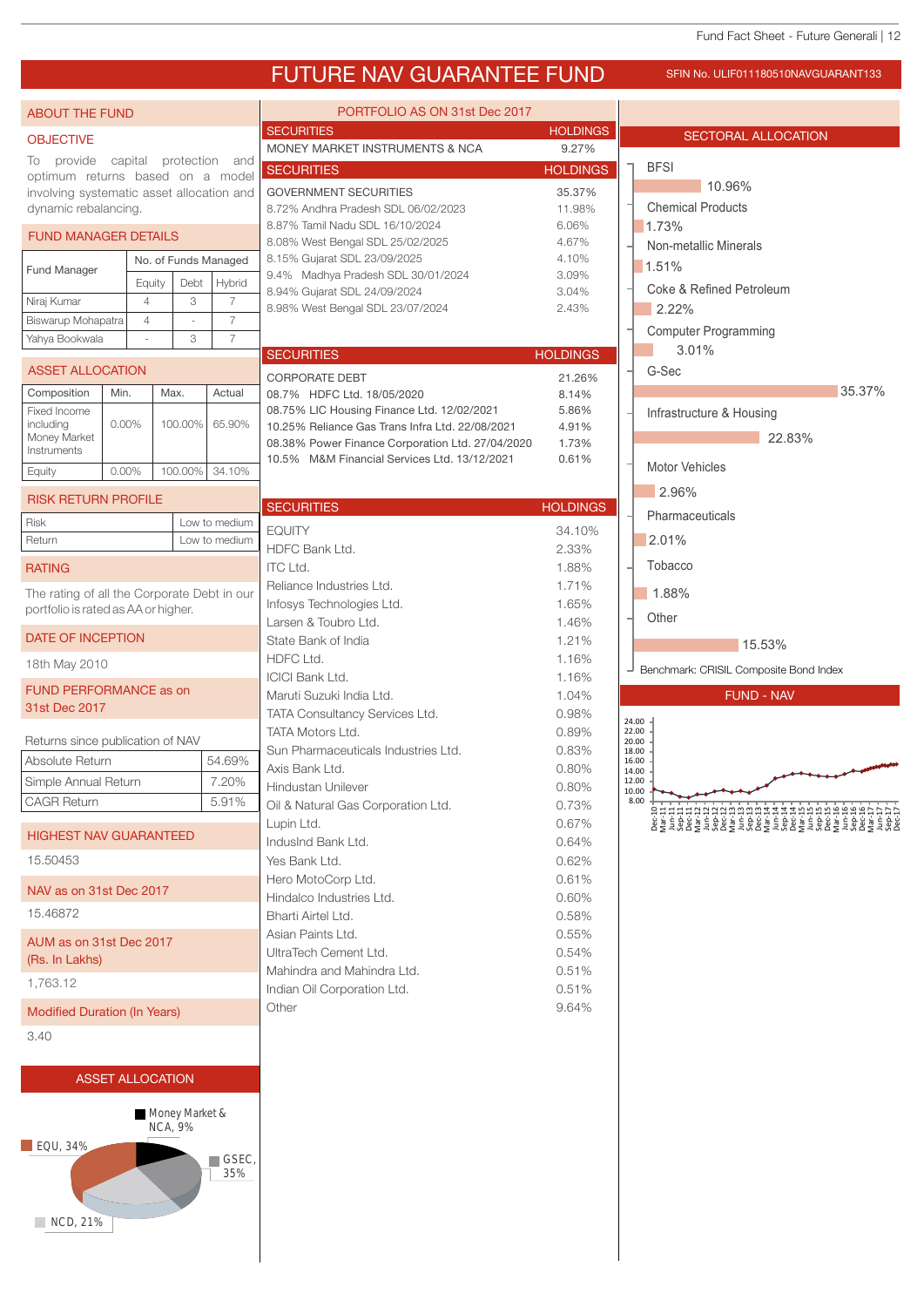# FUTURE NAV GUARANTEE FUND

SFIN No. ULIF011180510NAVGUARANT133

## ABOUT THE FUND

### OBJECTIVE

To provide capital protection and optimum returns based on a model involving systematic asset allocation and dynamic rebalancing.

### FUND MANAGER DETAILS

| Fund Manager | No. of Funds Managed | | |
|---|---|---|---|
| | Equity | Debt | Hybrid |
| Niraj Kumar | 4 | 3 | 7 |
| Biswarup Mohapatra | 4 | - | 7 |
| Yahya Bookwala | - | 3 | 7 |

### ASSET ALLOCATION

| Composition | Min. | Max. | Actual |
|---|---|---|---|
| Fixed Income including Money Market Instruments | 0.00% | 100.00% | 65.90% |
| Equity | 0.00% | 100.00% | 34.10% |

### RISK RETURN PROFILE

| Risk | Low to medium |
|---|---|
| Return | Low to medium |

### RATING

The rating of all the Corporate Debt in our portfolio is rated as AA or higher.

### DATE OF INCEPTION

18th May 2010

### FUND PERFORMANCE as on 31st Dec 2017

Returns since publication of NAV

| Absolute Return | 54.69% |
|---|---|
| Simple Annual Return | 7.20% |
| CAGR Return | 5.91% |

### HIGHEST NAV GUARANTEED

15.50453

### NAV as on 31st Dec 2017

15.46872

### AUM as on 31st Dec 2017 (Rs. In Lakhs)

1,763.12

### Modified Duration (In Years)

3.40

### ASSET ALLOCATION

- EQU, 34%
- Money Market & NCA, 9%
- GSEC, 35%
- NCD, 21%

## PORTFOLIO AS ON 31st Dec 2017

| SECURITIES | HOLDINGS |
|---|---|
| MONEY MARKET INSTRUMENTS & NCA | 9.27% |

| SECURITIES | HOLDINGS |
|---|---|
| GOVERNMENT SECURITIES | 35.37% |
| 8.72% Andhra Pradesh SDL 06/02/2023 | 11.98% |
| 8.87% Tamil Nadu SDL 16/10/2024 | 6.06% |
| 8.08% West Bengal SDL 25/02/2025 | 4.67% |
| 8.15% Gujarat SDL 23/09/2025 | 4.10% |
| 9.4% Madhya Pradesh SDL 30/01/2024 | 3.09% |
| 8.94% Gujarat SDL 24/09/2024 | 3.04% |
| 8.98% West Bengal SDL 23/07/2024 | 2.43% |

| SECURITIES | HOLDINGS |
|---|---|
| CORPORATE DEBT | 21.26% |
| 08.7% HDFC Ltd. 18/05/2020 | 8.14% |
| 08.75% LIC Housing Finance Ltd. 12/02/2021 | 5.86% |
| 10.25% Reliance Gas Trans Infra Ltd. 22/08/2021 | 4.91% |
| 08.38% Power Finance Corporation Ltd. 27/04/2020 | 1.73% |
| 10.5% M&M Financial Services Ltd. 13/12/2021 | 0.61% |

| SECURITIES | HOLDINGS |
|---|---|
| EQUITY | 34.10% |
| HDFC Bank Ltd. | 2.33% |
| ITC Ltd. | 1.88% |
| Reliance Industries Ltd. | 1.71% |
| Infosys Technologies Ltd. | 1.65% |
| Larsen & Toubro Ltd. | 1.46% |
| State Bank of India | 1.21% |
| HDFC Ltd. | 1.16% |
| ICICI Bank Ltd. | 1.16% |
| Maruti Suzuki India Ltd. | 1.04% |
| TATA Consultancy Services Ltd. | 0.98% |
| TATA Motors Ltd. | 0.89% |
| Sun Pharmaceuticals Industries Ltd. | 0.83% |
| Axis Bank Ltd. | 0.80% |
| Hindustan Unilever | 0.80% |
| Oil & Natural Gas Corporation Ltd. | 0.73% |
| Lupin Ltd. | 0.67% |
| IndusInd Bank Ltd. | 0.64% |
| Yes Bank Ltd. | 0.62% |
| Hero MotoCorp Ltd. | 0.61% |
| Hindalco Industries Ltd. | 0.60% |
| Bharti Airtel Ltd. | 0.58% |
| Asian Paints Ltd. | 0.55% |
| UltraTech Cement Ltd. | 0.54% |
| Mahindra and Mahindra Ltd. | 0.51% |
| Indian Oil Corporation Ltd. | 0.51% |
| Other | 9.64% |

## SECTORAL ALLOCATION

| Sector | Allocation |
|---|---|
| BFSI | 10.96% |
| Chemical Products | 1.73% |
| Non-metallic Minerals | 1.51% |
| Coke & Refined Petroleum | 2.22% |
| Computer Programming | 3.01% |
| G-Sec | 35.37% |
| Infrastructure & Housing | 22.83% |
| Motor Vehicles | 2.96% |
| Pharmaceuticals | 2.01% |
| Tobacco | 1.88% |
| Other | 15.53% |

Benchmark: CRISIL Composite Bond Index

## FUND - NAV

Y-axis: 8.00 to 24.00; X-axis: Dec-10 to Dec-17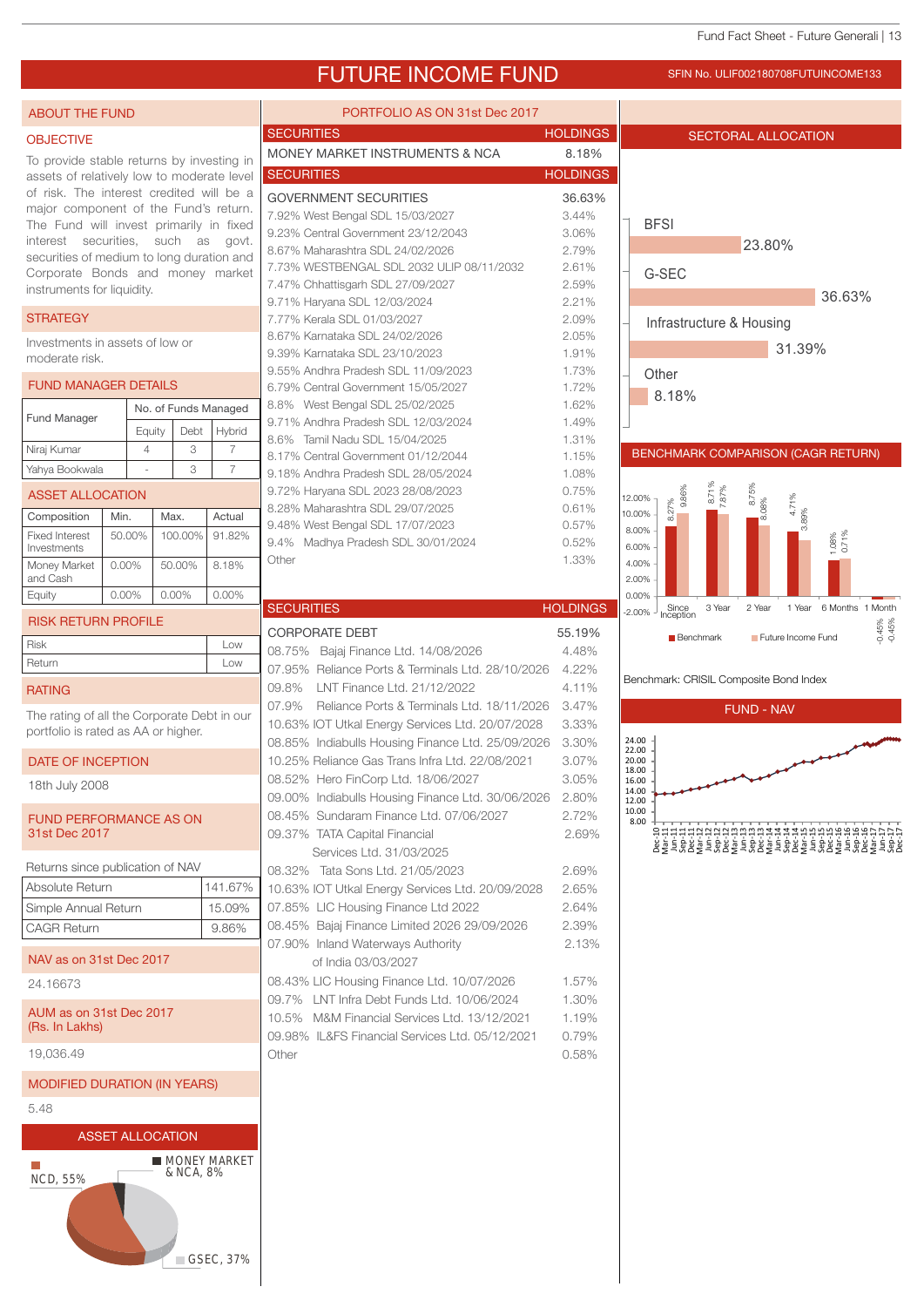# FUTURE INCOME FUND

SFIN No. ULIF002180708FUTUINCOME133

## ABOUT THE FUND

### OBJECTIVE

To provide stable returns by investing in assets of relatively low to moderate level of risk. The interest credited will be a major component of the Fund's return. The Fund will invest primarily in fixed interest securities, such as govt. securities of medium to long duration and Corporate Bonds and money market instruments for liquidity.

### STRATEGY

Investments in assets of low or moderate risk.

### FUND MANAGER DETAILS

| Fund Manager | No. of Funds Managed | | |
|---|---|---|---|
| | Equity | Debt | Hybrid |
| Niraj Kumar | 4 | 3 | 7 |
| Yahya Bookwala | - | 3 | 7 |

### ASSET ALLOCATION

| Composition | Min. | Max. | Actual |
|---|---|---|---|
| Fixed Interest Investments | 50.00% | 100.00% | 91.82% |
| Money Market and Cash | 0.00% | 50.00% | 8.18% |
| Equity | 0.00% | 0.00% | 0.00% |

### RISK RETURN PROFILE

| Risk | Low |
|---|---|
| Return | Low |

### RATING

The rating of all the Corporate Debt in our portfolio is rated as AA or higher.

### DATE OF INCEPTION

18th July 2008

### FUND PERFORMANCE AS ON 31st Dec 2017

Returns since publication of NAV

| Absolute Return | 141.67% |
|---|---|
| Simple Annual Return | 15.09% |
| CAGR Return | 9.86% |

### NAV as on 31st Dec 2017

24.16673

### AUM as on 31st Dec 2017 (Rs. In Lakhs)

19,036.49

### MODIFIED DURATION (IN YEARS)

5.48

### ASSET ALLOCATION

NCD, 55%; MONEY MARKET & NCA, 8%; GSEC, 37%

## PORTFOLIO AS ON 31st Dec 2017

| SECURITIES | HOLDINGS |
|---|---|
| MONEY MARKET INSTRUMENTS & NCA | 8.18% |

| SECURITIES | HOLDINGS |
|---|---|
| **GOVERNMENT SECURITIES** | **36.63%** |
| 7.92% West Bengal SDL 15/03/2027 | 3.44% |
| 9.23% Central Government 23/12/2043 | 3.06% |
| 8.67% Maharashtra SDL 24/02/2026 | 2.79% |
| 7.73% WESTBENGAL SDL 2032 ULIP 08/11/2032 | 2.61% |
| 7.47% Chhattisgarh SDL 27/09/2027 | 2.59% |
| 9.71% Haryana SDL 12/03/2024 | 2.21% |
| 7.77% Kerala SDL 01/03/2027 | 2.09% |
| 8.67% Karnataka SDL 24/02/2026 | 2.05% |
| 9.39% Karnataka SDL 23/10/2023 | 1.91% |
| 9.55% Andhra Pradesh SDL 11/09/2023 | 1.73% |
| 6.79% Central Government 15/05/2027 | 1.72% |
| 8.8% West Bengal SDL 25/02/2025 | 1.62% |
| 9.71% Andhra Pradesh SDL 12/03/2024 | 1.49% |
| 8.6% Tamil Nadu SDL 15/04/2025 | 1.31% |
| 8.17% Central Government 01/12/2044 | 1.15% |
| 9.18% Andhra Pradesh SDL 28/05/2024 | 1.08% |
| 9.72% Haryana SDL 2023 28/08/2023 | 0.75% |
| 8.28% Maharashtra SDL 29/07/2025 | 0.61% |
| 9.48% West Bengal SDL 17/07/2023 | 0.57% |
| 9.4% Madhya Pradesh SDL 30/01/2024 | 0.52% |
| Other | 1.33% |

| SECURITIES | HOLDINGS |
|---|---|
| **CORPORATE DEBT** | **55.19%** |
| 08.75% Bajaj Finance Ltd. 14/08/2026 | 4.48% |
| 07.95% Reliance Ports & Terminals Ltd. 28/10/2026 | 4.22% |
| 09.8% LNT Finance Ltd. 21/12/2022 | 4.11% |
| 07.9% Reliance Ports & Terminals Ltd. 18/11/2026 | 3.47% |
| 10.63% IOT Utkal Energy Services Ltd. 20/07/2028 | 3.33% |
| 08.85% Indiabulls Housing Finance Ltd. 25/09/2026 | 3.30% |
| 10.25% Reliance Gas Trans Infra Ltd. 22/08/2021 | 3.07% |
| 08.52% Hero FinCorp Ltd. 18/06/2027 | 3.05% |
| 09.00% Indiabulls Housing Finance Ltd. 30/06/2026 | 2.80% |
| 08.45% Sundaram Finance Ltd. 07/06/2027 | 2.72% |
| 09.37% TATA Capital Financial Services Ltd. 31/03/2025 | 2.69% |
| 08.32% Tata Sons Ltd. 21/05/2023 | 2.69% |
| 10.63% IOT Utkal Energy Services Ltd. 20/09/2028 | 2.65% |
| 07.85% LIC Housing Finance Ltd 2022 | 2.64% |
| 08.45% Bajaj Finance Limited 2026 29/09/2026 | 2.39% |
| 07.90% Inland Waterways Authority of India 03/03/2027 | 2.13% |
| 08.43% LIC Housing Finance Ltd. 10/07/2026 | 1.57% |
| 09.7% LNT Infra Debt Funds Ltd. 10/06/2024 | 1.30% |
| 10.5% M&M Financial Services Ltd. 13/12/2021 | 1.19% |
| 09.98% IL&FS Financial Services Ltd. 05/12/2021 | 0.79% |
| Other | 0.58% |

## SECTORAL ALLOCATION

| Sector | Allocation |
|---|---|
| BFSI | 23.80% |
| G-SEC | 36.63% |
| Infrastructure & Housing | 31.39% |
| Other | 8.18% |

## BENCHMARK COMPARISON (CAGR RETURN)

| Period | Benchmark | Future Income Fund |
|---|---|---|
| Since Inception | 8.27% | 9.86% |
| 3 Year | 8.71% | 7.87% |
| 2 Year | 8.75% | 8.08% |
| 1 Year | 4.71% | 3.89% |
| 6 Months | 1.08% | 0.71% |
| 1 Month | -0.45% | -0.45% |

Benchmark: CRISIL Composite Bond Index

## FUND - NAV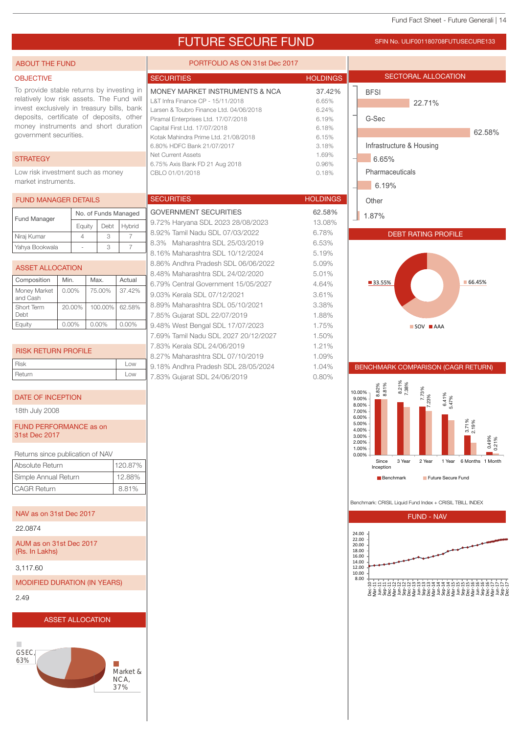# FUTURE SECURE FUND

SFIN No. ULIF001180708FUTUSECURE133

## ABOUT THE FUND

### OBJECTIVE

To provide stable returns by investing in relatively low risk assets. The Fund will invest exclusively in treasury bills, bank deposits, certificate of deposits, other money instruments and short duration government securities.

### STRATEGY

Low risk investment such as money market instruments.

### FUND MANAGER DETAILS

| Fund Manager | No. of Funds Managed | | |
|---|---|---|---|
| | Equity | Debt | Hybrid |
| Niraj Kumar | 4 | 3 | 7 |
| Yahya Bookwala | - | 3 | 7 |

### ASSET ALLOCATION

| Composition | Min. | Max. | Actual |
|---|---|---|---|
| Money Market and Cash | 0.00% | 75.00% | 37.42% |
| Short Term Debt | 20.00% | 100.00% | 62.58% |
| Equity | 0.00% | 0.00% | 0.00% |

### RISK RETURN PROFILE

| | |
|---|---|
| Risk | Low |
| Return | Low |

### DATE OF INCEPTION

18th July 2008

### FUND PERFORMANCE as on 31st Dec 2017

Returns since publication of NAV

| | |
|---|---|
| Absolute Return | 120.87% |
| Simple Annual Return | 12.88% |
| CAGR Return | 8.81% |

### NAV as on 31st Dec 2017

22.0874

### AUM as on 31st Dec 2017 (Rs. In Lakhs)

3,117.60

### MODIFIED DURATION (IN YEARS)

2.49

### ASSET ALLOCATION

GSEC, 63%

Market & NCA, 37%

## PORTFOLIO AS ON 31st Dec 2017

| SECURITIES | HOLDINGS |
|---|---|
| **MONEY MARKET INSTRUMENTS & NCA** | **37.42%** |
| L&T Infra Finance CP - 15/11/2018 | 6.65% |
| Larsen & Toubro Finance Ltd. 04/06/2018 | 6.24% |
| Piramal Enterprises Ltd. 17/07/2018 | 6.19% |
| Capital First Ltd. 17/07/2018 | 6.18% |
| Kotak Mahindra Prime Ltd. 21/08/2018 | 6.15% |
| 6.80% HDFC Bank 21/07/2017 | 3.18% |
| Net Current Assets | 1.69% |
| 6.75% Axis Bank FD 21 Aug 2018 | 0.96% |
| CBLO 01/01/2018 | 0.18% |

| SECURITIES | HOLDINGS |
|---|---|
| **GOVERNMENT SECURITIES** | **62.58%** |
| 9.72% Haryana SDL 2023 28/08/2023 | 13.08% |
| 8.92% Tamil Nadu SDL 07/03/2022 | 6.78% |
| 8.3% Maharashtra SDL 25/03/2019 | 6.53% |
| 8.16% Maharashtra SDL 10/12/2024 | 5.19% |
| 8.86% Andhra Pradesh SDL 06/06/2022 | 5.09% |
| 8.48% Maharashtra SDL 24/02/2020 | 5.01% |
| 6.79% Central Government 15/05/2027 | 4.64% |
| 9.03% Kerala SDL 07/12/2021 | 3.61% |
| 8.89% Maharashtra SDL 05/10/2021 | 3.38% |
| 7.85% Gujarat SDL 22/07/2019 | 1.88% |
| 9.48% West Bengal SDL 17/07/2023 | 1.75% |
| 7.69% Tamil Nadu SDL 2027 20/12/2027 | 1.50% |
| 7.83% Kerala SDL 24/06/2019 | 1.21% |
| 8.27% Maharashtra SDL 07/10/2019 | 1.09% |
| 9.18% Andhra Pradesh SDL 28/05/2024 | 1.04% |
| 7.83% Gujarat SDL 24/06/2019 | 0.80% |

## SECTORAL ALLOCATION

| Sector | Allocation |
|---|---|
| BFSI | 22.71% |
| G-Sec | 62.58% |
| Infrastructure & Housing | 6.65% |
| Pharmaceuticals | 6.19% |
| Other | 1.87% |

## DEBT RATING PROFILE

| Rating | Share |
|---|---|
| SOV | 66.45% |
| AAA | 33.55% |

## BENCHMARK COMPARISON (CAGR RETURN)

| | Since Inception | 3 Year | 2 Year | 1 Year | 6 Months | 1 Month |
|---|---|---|---|---|---|---|
| Benchmark | 8.82% | 8.21% | 7.73% | 6.41% | 3.71% | 0.49% |
| Future Secure Fund | 8.81% | 7.38% | 7.23% | 5.47% | 2.19% | 0.21% |

Benchmark: CRISIL Liquid Fund Index + CRISIL TBILL INDEX

## FUND - NAV

Dec-10 to Dec-17, NAV rising from approx. 12.00 to 22.00.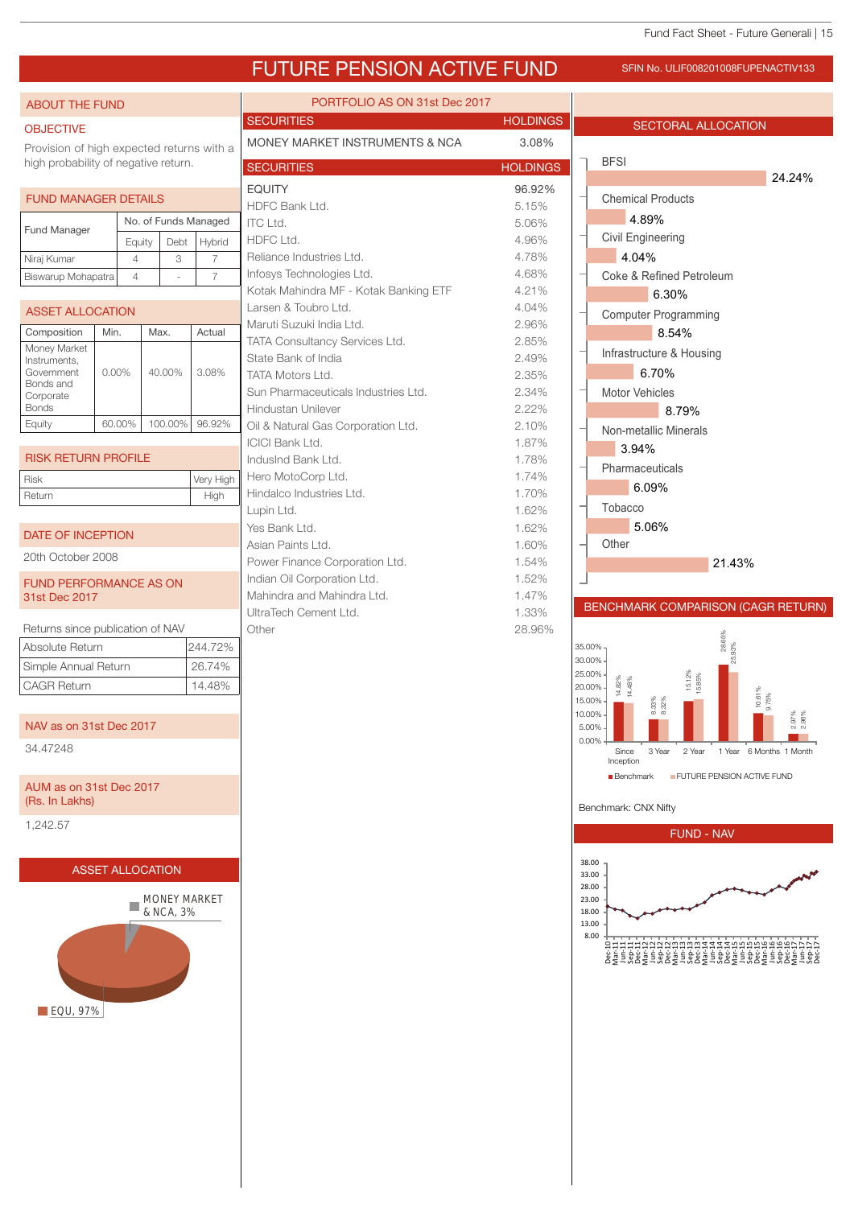# FUTURE PENSION ACTIVE FUND

SFIN No. ULIF008201008FUPENACTIV133

## ABOUT THE FUND

### OBJECTIVE

Provision of high expected returns with a high probability of negative return.

### FUND MANAGER DETAILS

| Fund Manager | No. of Funds Managed | | |
|---|---|---|---|
| | Equity | Debt | Hybrid |
| Niraj Kumar | 4 | 3 | 7 |
| Biswarup Mohapatra | 4 | - | 7 |

### ASSET ALLOCATION

| Composition | Min. | Max. | Actual |
|---|---|---|---|
| Money Market Instruments, Government Bonds and Corporate Bonds | 0.00% | 40.00% | 3.08% |
| Equity | 60.00% | 100.00% | 96.92% |

### RISK RETURN PROFILE

| | |
|---|---|
| Risk | Very High |
| Return | High |

### DATE OF INCEPTION

20th October 2008

### FUND PERFORMANCE AS ON 31st Dec 2017

Returns since publication of NAV

| | |
|---|---|
| Absolute Return | 244.72% |
| Simple Annual Return | 26.74% |
| CAGR Return | 14.48% |

### NAV as on 31st Dec 2017

34.47248

### AUM as on 31st Dec 2017 (Rs. In Lakhs)

1,242.57

### ASSET ALLOCATION

MONEY MARKET & NCA, 3%

EQU, 97%

## PORTFOLIO AS ON 31st Dec 2017

| SECURITIES | HOLDINGS |
|---|---|
| MONEY MARKET INSTRUMENTS & NCA | 3.08% |

| SECURITIES | HOLDINGS |
|---|---|
| EQUITY | 96.92% |
| HDFC Bank Ltd. | 5.15% |
| ITC Ltd. | 5.06% |
| HDFC Ltd. | 4.96% |
| Reliance Industries Ltd. | 4.78% |
| Infosys Technologies Ltd. | 4.68% |
| Kotak Mahindra MF - Kotak Banking ETF | 4.21% |
| Larsen & Toubro Ltd. | 4.04% |
| Maruti Suzuki India Ltd. | 2.96% |
| TATA Consultancy Services Ltd. | 2.85% |
| State Bank of India | 2.49% |
| TATA Motors Ltd. | 2.35% |
| Sun Pharmaceuticals Industries Ltd. | 2.34% |
| Hindustan Unilever | 2.22% |
| Oil & Natural Gas Corporation Ltd. | 2.10% |
| ICICI Bank Ltd. | 1.87% |
| IndusInd Bank Ltd. | 1.78% |
| Hero MotoCorp Ltd. | 1.74% |
| Hindalco Industries Ltd. | 1.70% |
| Lupin Ltd. | 1.62% |
| Yes Bank Ltd. | 1.62% |
| Asian Paints Ltd. | 1.60% |
| Power Finance Corporation Ltd. | 1.54% |
| Indian Oil Corporation Ltd. | 1.52% |
| Mahindra and Mahindra Ltd. | 1.47% |
| UltraTech Cement Ltd. | 1.33% |
| Other | 28.96% |

## SECTORAL ALLOCATION

| Sector | Allocation |
|---|---|
| BFSI | 24.24% |
| Chemical Products | 4.89% |
| Civil Engineering | 4.04% |
| Coke & Refined Petroleum | 6.30% |
| Computer Programming | 8.54% |
| Infrastructure & Housing | 6.70% |
| Motor Vehicles | 8.79% |
| Non-metallic Minerals | 3.94% |
| Pharmaceuticals | 6.09% |
| Tobacco | 5.06% |
| Other | 21.43% |

## BENCHMARK COMPARISON (CAGR RETURN)

| Period | Benchmark | FUTURE PENSION ACTIVE FUND |
|---|---|---|
| Since Inception | 14.82% | 14.48% |
| 3 Year | 8.33% | 8.32% |
| 2 Year | 15.12% | 15.65% |
| 1 Year | 28.65% | 25.93% |
| 6 Months | 10.61% | 9.75% |
| 1 Month | 2.97% | 2.96% |

Benchmark: CNX Nifty

## FUND - NAV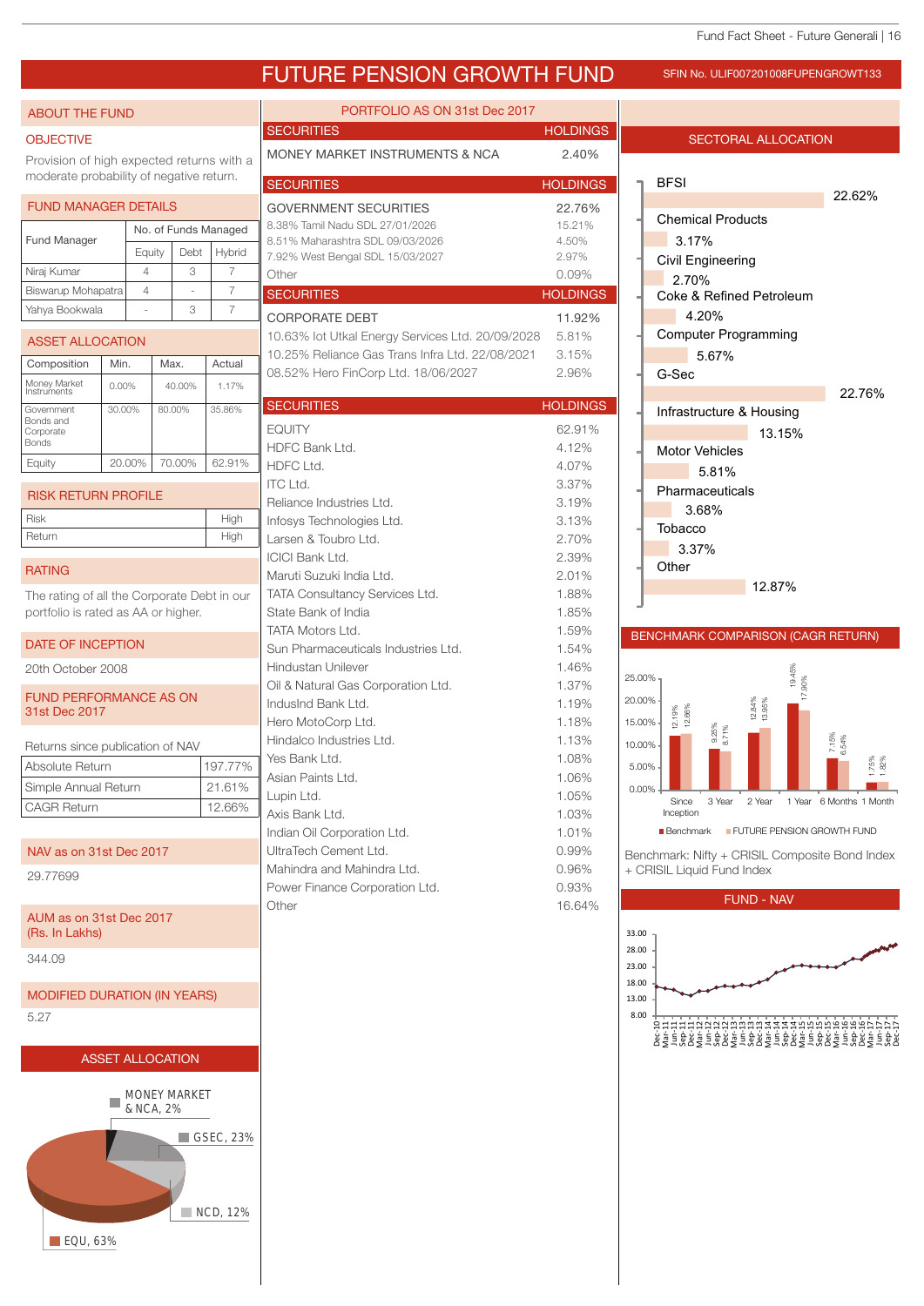# FUTURE PENSION GROWTH FUND

SFIN No. ULIF007201008FUPENGROWT133

## ABOUT THE FUND

### OBJECTIVE

Provision of high expected returns with a moderate probability of negative return.

### FUND MANAGER DETAILS

| Fund Manager | No. of Funds Managed | | |
|---|---|---|---|
| | Equity | Debt | Hybrid |
| Niraj Kumar | 4 | 3 | 7 |
| Biswarup Mohapatra | 4 | - | 7 |
| Yahya Bookwala | - | 3 | 7 |

### ASSET ALLOCATION

| Composition | Min. | Max. | Actual |
|---|---|---|---|
| Money Market Instruments | 0.00% | 40.00% | 1.17% |
| Government Bonds and Corporate Bonds | 30.00% | 80.00% | 35.86% |
| Equity | 20.00% | 70.00% | 62.91% |

### RISK RETURN PROFILE

| | |
|---|---|
| Risk | High |
| Return | High |

### RATING

The rating of all the Corporate Debt in our portfolio is rated as AA or higher.

### DATE OF INCEPTION

20th October 2008

### FUND PERFORMANCE AS ON 31st Dec 2017

Returns since publication of NAV

| | |
|---|---|
| Absolute Return | 197.77% |
| Simple Annual Return | 21.61% |
| CAGR Return | 12.66% |

### NAV as on 31st Dec 2017

29.77699

### AUM as on 31st Dec 2017 (Rs. In Lakhs)

344.09

### MODIFIED DURATION (IN YEARS)

5.27

### ASSET ALLOCATION

MONEY MARKET & NCA, 2%
GSEC, 23%
NCD, 12%
EQU, 63%

## PORTFOLIO AS ON 31st Dec 2017

| SECURITIES | HOLDINGS |
|---|---|
| MONEY MARKET INSTRUMENTS & NCA | 2.40% |

| SECURITIES | HOLDINGS |
|---|---|
| GOVERNMENT SECURITIES | 22.76% |
| 8.38% Tamil Nadu SDL 27/01/2026 | 15.21% |
| 8.51% Maharashtra SDL 09/03/2026 | 4.50% |
| 7.92% West Bengal SDL 15/03/2027 | 2.97% |
| Other | 0.09% |

| SECURITIES | HOLDINGS |
|---|---|
| CORPORATE DEBT | 11.92% |
| 10.63% Iot Utkal Energy Services Ltd. 20/09/2028 | 5.81% |
| 10.25% Reliance Gas Trans Infra Ltd. 22/08/2021 | 3.15% |
| 08.52% Hero FinCorp Ltd. 18/06/2027 | 2.96% |

| SECURITIES | HOLDINGS |
|---|---|
| EQUITY | 62.91% |
| HDFC Bank Ltd. | 4.12% |
| HDFC Ltd. | 4.07% |
| ITC Ltd. | 3.37% |
| Reliance Industries Ltd. | 3.19% |
| Infosys Technologies Ltd. | 3.13% |
| Larsen & Toubro Ltd. | 2.70% |
| ICICI Bank Ltd. | 2.39% |
| Maruti Suzuki India Ltd. | 2.01% |
| TATA Consultancy Services Ltd. | 1.88% |
| State Bank of India | 1.85% |
| TATA Motors Ltd. | 1.59% |
| Sun Pharmaceuticals Industries Ltd. | 1.54% |
| Hindustan Unilever | 1.46% |
| Oil & Natural Gas Corporation Ltd. | 1.37% |
| IndusInd Bank Ltd. | 1.19% |
| Hero MotoCorp Ltd. | 1.18% |
| Hindalco Industries Ltd. | 1.13% |
| Yes Bank Ltd. | 1.08% |
| Asian Paints Ltd. | 1.06% |
| Lupin Ltd. | 1.05% |
| Axis Bank Ltd. | 1.03% |
| Indian Oil Corporation Ltd. | 1.01% |
| UltraTech Cement Ltd. | 0.99% |
| Mahindra and Mahindra Ltd. | 0.96% |
| Power Finance Corporation Ltd. | 0.93% |
| Other | 16.64% |

## SECTORAL ALLOCATION

| Sector | Allocation |
|---|---|
| BFSI | 22.62% |
| Chemical Products | 3.17% |
| Civil Engineering | 2.70% |
| Coke & Refined Petroleum | 4.20% |
| Computer Programming | 5.67% |
| G-Sec | 22.76% |
| Infrastructure & Housing | 13.15% |
| Motor Vehicles | 5.81% |
| Pharmaceuticals | 3.68% |
| Tobacco | 3.37% |
| Other | 12.87% |

## BENCHMARK COMPARISON (CAGR RETURN)

| Period | Benchmark | FUTURE PENSION GROWTH FUND |
|---|---|---|
| Since Inception | 12.19% | 12.66% |
| 3 Year | 9.25% | 8.71% |
| 2 Year | 12.84% | 13.95% |
| 1 Year | 19.45% | 17.90% |
| 6 Months | 7.15% | 6.54% |
| 1 Month | 1.75% | 1.82% |

Benchmark: Nifty + CRISIL Composite Bond Index + CRISIL Liquid Fund Index

## FUND - NAV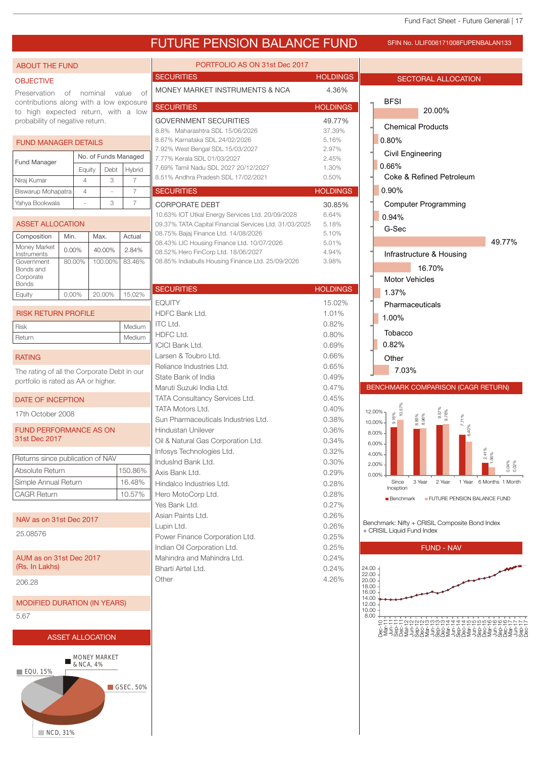# FUTURE PENSION BALANCE FUND

SFIN No. ULIF006171008FUPENBALAN133

## ABOUT THE FUND

### OBJECTIVE

Preservation of nominal value of contributions along with a low exposure to high expected return, with a low probability of negative return.

### FUND MANAGER DETAILS

| Fund Manager | No. of Funds Managed | | |
|---|---|---|---|
| | Equity | Debt | Hybrid |
| Niraj Kumar | 4 | 3 | 7 |
| Biswarup Mohapatra | 4 | - | 7 |
| Yahya Bookwala | - | 3 | 7 |

### ASSET ALLOCATION

| Composition | Min. | Max. | Actual |
|---|---|---|---|
| Money Market Instruments | 0.00% | 40.00% | 2.84% |
| Government Bonds and Corporate Bonds | 80.00% | 100.00% | 83.46% |
| Equity | 0.00% | 20.00% | 15.02% |

### RISK RETURN PROFILE

| Risk | Medium |
|---|---|
| Return | Medium |

### RATING

The rating of all the Corporate Debt in our portfolio is rated as AA or higher.

### DATE OF INCEPTION

17th October 2008

### FUND PERFORMANCE AS ON 31st Dec 2017

| Returns since publication of NAV | |
|---|---|
| Absolute Return | 150.86% |
| Simple Annual Return | 16.48% |
| CAGR Return | 10.57% |

### NAV as on 31st Dec 2017

25.08576

### AUM as on 31st Dec 2017 (Rs. In Lakhs)

206.28

### MODIFIED DURATION (IN YEARS)

5.67

### ASSET ALLOCATION

MONEY MARKET & NCA, 4%
EQU, 15%
GSEC, 50%
NCD, 31%

## PORTFOLIO AS ON 31st Dec 2017

| SECURITIES | HOLDINGS |
|---|---|
| MONEY MARKET INSTRUMENTS & NCA | 4.36% |

| SECURITIES | HOLDINGS |
|---|---|
| GOVERNMENT SECURITIES | 49.77% |
| 8.8% Maharashtra SDL 15/06/2026 | 37.39% |
| 8.67% Karnataka SDL 24/02/2026 | 5.16% |
| 7.92% West Bengal SDL 15/03/2027 | 2.97% |
| 7.77% Kerala SDL 01/03/2027 | 2.45% |
| 7.69% Tamil Nadu SDL 2027 20/12/2027 | 1.30% |
| 8.51% Andhra Pradesh SDL 17/02/2021 | 0.50% |

| SECURITIES | HOLDINGS |
|---|---|
| CORPORATE DEBT | 30.85% |
| 10.63% IOT Utkal Energy Services Ltd. 20/09/2028 | 6.64% |
| 09.37% TATA Capital Financial Services Ltd. 31/03/2025 | 5.18% |
| 08.75% Bajaj Finance Ltd. 14/08/2026 | 5.10% |
| 08.43% LIC Housing Finance Ltd. 10/07/2026 | 5.01% |
| 08.52% Hero FinCorp Ltd. 18/06/2027 | 4.94% |
| 08.85% Indiabulls Housing Finance Ltd. 25/09/2026 | 3.98% |

| SECURITIES | HOLDINGS |
|---|---|
| EQUITY | 15.02% |
| HDFC Bank Ltd. | 1.01% |
| ITC Ltd. | 0.82% |
| HDFC Ltd. | 0.80% |
| ICICI Bank Ltd. | 0.69% |
| Larsen & Toubro Ltd. | 0.66% |
| Reliance Industries Ltd. | 0.65% |
| State Bank of India | 0.49% |
| Maruti Suzuki India Ltd. | 0.47% |
| TATA Consultancy Services Ltd. | 0.45% |
| TATA Motors Ltd. | 0.40% |
| Sun Pharmaceuticals Industries Ltd. | 0.38% |
| Hindustan Unilever | 0.36% |
| Oil & Natural Gas Corporation Ltd. | 0.34% |
| Infosys Technologies Ltd. | 0.32% |
| IndusInd Bank Ltd. | 0.30% |
| Axis Bank Ltd. | 0.29% |
| Hindalco Industries Ltd. | 0.28% |
| Hero MotoCorp Ltd. | 0.28% |
| Yes Bank Ltd. | 0.27% |
| Asian Paints Ltd. | 0.26% |
| Lupin Ltd. | 0.26% |
| Power Finance Corporation Ltd. | 0.25% |
| Indian Oil Corporation Ltd. | 0.25% |
| Mahindra and Mahindra Ltd. | 0.24% |
| Bharti Airtel Ltd. | 0.24% |
| Other | 4.26% |

## SECTORAL ALLOCATION

| Sector | Allocation |
|---|---|
| BFSI | 20.00% |
| Chemical Products | 0.80% |
| Civil Engineering | 0.66% |
| Coke & Refined Petroleum | 0.90% |
| Computer Programming | 0.94% |
| G-Sec | 49.77% |
| Infrastructure & Housing | 16.70% |
| Motor Vehicles | 1.37% |
| Pharmaceuticals | 1.00% |
| Tobacco | 0.82% |
| Other | 7.03% |

## BENCHMARK COMPARISON (CAGR RETURN)

| Period | Benchmark | FUTURE PENSION BALANCE FUND |
|---|---|---|
| Since Inception | 9.16% | 10.57% |
| 3 Year | 8.85% | 8.96% |
| 2 Year | 9.57% | 9.76% |
| 1 Year | 7.71% | 6.40% |
| 6 Months | 2.41% | 1.56% |
| 1 Month | 0.04% | 0.02% |

Benchmark: Nifty + CRISIL Composite Bond Index + CRISIL Liquid Fund Index

## FUND - NAV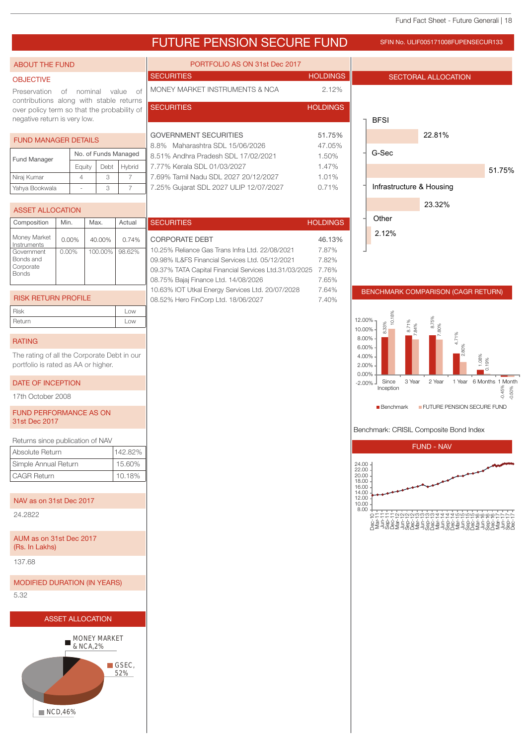# FUTURE PENSION SECURE FUND

SFIN No. ULIF005171008FUPENSECUR133

## ABOUT THE FUND

### OBJECTIVE

Preservation of nominal value of contributions along with stable returns over policy term so that the probability of negative return is very low.

## FUND MANAGER DETAILS

| Fund Manager | No. of Funds Managed | | |
|---|---|---|---|
| | Equity | Debt | Hybrid |
| Niraj Kumar | 4 | 3 | 7 |
| Yahya Bookwala | - | 3 | 7 |

## ASSET ALLOCATION

| Composition | Min. | Max. | Actual |
|---|---|---|---|
| Money Market Instruments | 0.00% | 40.00% | 0.74% |
| Government Bonds and Corporate Bonds | 0.00% | 100.00% | 98.62% |

## RISK RETURN PROFILE

| | |
|---|---|
| Risk | Low |
| Return | Low |

## RATING

The rating of all the Corporate Debt in our portfolio is rated as AA or higher.

## DATE OF INCEPTION

17th October 2008

## FUND PERFORMANCE AS ON 31st Dec 2017

Returns since publication of NAV

| | |
|---|---|
| Absolute Return | 142.82% |
| Simple Annual Return | 15.60% |
| CAGR Return | 10.18% |

## NAV as on 31st Dec 2017

24.2822

## AUM as on 31st Dec 2017 (Rs. In Lakhs)

137.68

## MODIFIED DURATION (IN YEARS)

5.32

## ASSET ALLOCATION

- MONEY MARKET & NCA, 2%
- GSEC, 52%
- NCD, 46%

## PORTFOLIO AS ON 31st Dec 2017

| SECURITIES | HOLDINGS |
|---|---|
| MONEY MARKET INSTRUMENTS & NCA | 2.12% |

| SECURITIES | HOLDINGS |
|---|---|
| GOVERNMENT SECURITIES | 51.75% |
| 8.8% Maharashtra SDL 15/06/2026 | 47.05% |
| 8.51% Andhra Pradesh SDL 17/02/2021 | 1.50% |
| 7.77% Kerala SDL 01/03/2027 | 1.47% |
| 7.69% Tamil Nadu SDL 2027 20/12/2027 | 1.01% |
| 7.25% Gujarat SDL 2027 ULIP 12/07/2027 | 0.71% |

| SECURITIES | HOLDINGS |
|---|---|
| CORPORATE DEBT | 46.13% |
| 10.25% Reliance Gas Trans Infra Ltd. 22/08/2021 | 7.87% |
| 09.98% IL&FS Financial Services Ltd. 05/12/2021 | 7.82% |
| 09.37% TATA Capital Financial Services Ltd.31/03/2025 | 7.76% |
| 08.75% Bajaj Finance Ltd. 14/08/2026 | 7.65% |
| 10.63% IOT Utkal Energy Services Ltd. 20/07/2028 | 7.64% |
| 08.52% Hero FinCorp Ltd. 18/06/2027 | 7.40% |

## SECTORAL ALLOCATION

| Sector | Allocation |
|---|---|
| BFSI | 22.81% |
| G-Sec | 51.75% |
| Infrastructure & Housing | 23.32% |
| Other | 2.12% |

## BENCHMARK COMPARISON (CAGR RETURN)

| Period | Benchmark | FUTURE PENSION SECURE FUND |
|---|---|---|
| Since Inception | 8.33% | 10.18% |
| 3 Year | 8.71% | 7.84% |
| 2 Year | 8.75% | 7.80% |
| 1 Year | 4.71% | 2.80% |
| 6 Months | 1.08% | 0.19% |
| 1 Month | -0.45% | -0.50% |

Benchmark: CRISIL Composite Bond Index

## FUND - NAV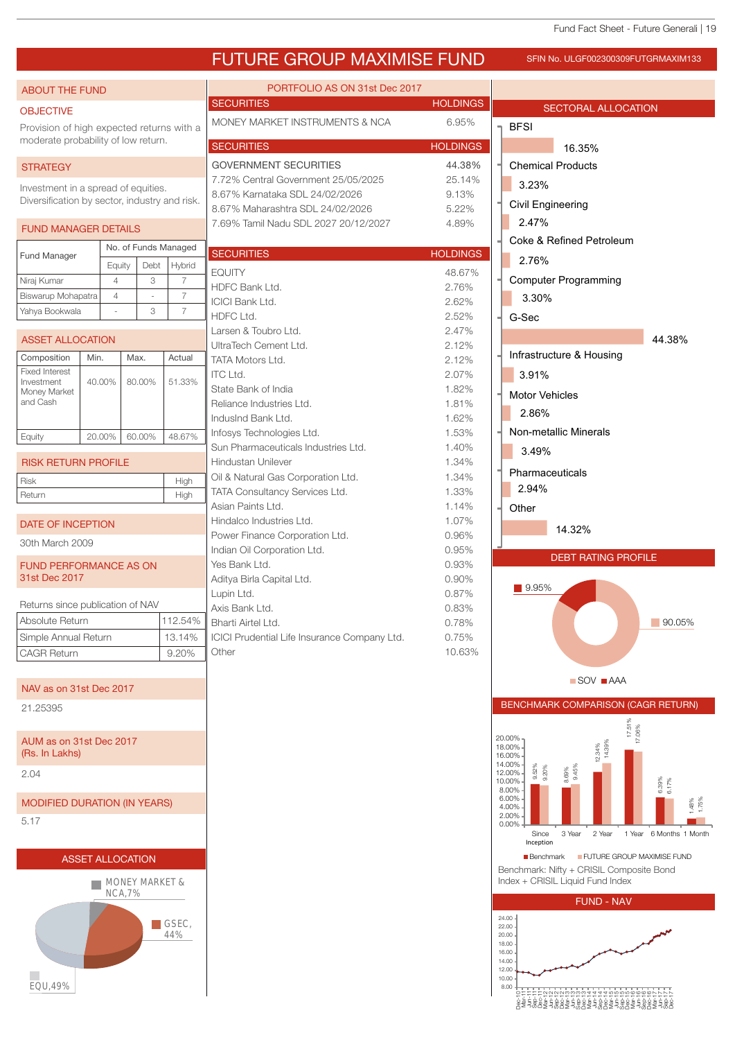# FUTURE GROUP MAXIMISE FUND

SFIN No. ULGF002300309FUTGRMAXIM133

## ABOUT THE FUND

### OBJECTIVE

Provision of high expected returns with a moderate probability of low return.

### STRATEGY

Investment in a spread of equities. Diversification by sector, industry and risk.

### FUND MANAGER DETAILS

| Fund Manager | No. of Funds Managed | | |
|---|---|---|---|
| | Equity | Debt | Hybrid |
| Niraj Kumar | 4 | 3 | 7 |
| Biswarup Mohapatra | 4 | - | 7 |
| Yahya Bookwala | - | 3 | 7 |

### ASSET ALLOCATION

| Composition | Min. | Max. | Actual |
|---|---|---|---|
| Fixed Interest Investment Money Market and Cash | 40.00% | 80.00% | 51.33% |
| Equity | 20.00% | 60.00% | 48.67% |

### RISK RETURN PROFILE

| Risk | High |
|---|---|
| Return | High |

### DATE OF INCEPTION

30th March 2009

### FUND PERFORMANCE AS ON 31st Dec 2017

Returns since publication of NAV

| Absolute Return | 112.54% |
|---|---|
| Simple Annual Return | 13.14% |
| CAGR Return | 9.20% |

### NAV as on 31st Dec 2017

21.25395

### AUM as on 31st Dec 2017 (Rs. In Lakhs)

2.04

### MODIFIED DURATION (IN YEARS)

5.17

### ASSET ALLOCATION

MONEY MARKET & NCA, 7%
GSEC, 44%
EQU, 49%

## PORTFOLIO AS ON 31st Dec 2017

| SECURITIES | HOLDINGS |
|---|---|
| MONEY MARKET INSTRUMENTS & NCA | 6.95% |

| SECURITIES | HOLDINGS |
|---|---|
| GOVERNMENT SECURITIES | 44.38% |
| 7.72% Central Government 25/05/2025 | 25.14% |
| 8.67% Karnataka SDL 24/02/2026 | 9.13% |
| 8.67% Maharashtra SDL 24/02/2026 | 5.22% |
| 7.69% Tamil Nadu SDL 2027 20/12/2027 | 4.89% |

| SECURITIES | HOLDINGS |
|---|---|
| EQUITY | 48.67% |
| HDFC Bank Ltd. | 2.76% |
| ICICI Bank Ltd. | 2.62% |
| HDFC Ltd. | 2.52% |
| Larsen & Toubro Ltd. | 2.47% |
| UltraTech Cement Ltd. | 2.12% |
| TATA Motors Ltd. | 2.12% |
| ITC Ltd. | 2.07% |
| State Bank of India | 1.82% |
| Reliance Industries Ltd. | 1.81% |
| IndusInd Bank Ltd. | 1.62% |
| Infosys Technologies Ltd. | 1.53% |
| Sun Pharmaceuticals Industries Ltd. | 1.40% |
| Hindustan Unilever | 1.34% |
| Oil & Natural Gas Corporation Ltd. | 1.34% |
| TATA Consultancy Services Ltd. | 1.33% |
| Asian Paints Ltd. | 1.14% |
| Hindalco Industries Ltd. | 1.07% |
| Power Finance Corporation Ltd. | 0.96% |
| Indian Oil Corporation Ltd. | 0.95% |
| Yes Bank Ltd. | 0.93% |
| Aditya Birla Capital Ltd. | 0.90% |
| Lupin Ltd. | 0.87% |
| Axis Bank Ltd. | 0.83% |
| Bharti Airtel Ltd. | 0.78% |
| ICICI Prudential Life Insurance Company Ltd. | 0.75% |
| Other | 10.63% |

## SECTORAL ALLOCATION

| Sector | Allocation |
|---|---|
| BFSI | 16.35% |
| Chemical Products | 3.23% |
| Civil Engineering | 2.47% |
| Coke & Refined Petroleum | 2.76% |
| Computer Programming | 3.30% |
| G-Sec | 44.38% |
| Infrastructure & Housing | 3.91% |
| Motor Vehicles | 2.86% |
| Non-metallic Minerals | 3.49% |
| Pharmaceuticals | 2.94% |
| Other | 14.32% |

## DEBT RATING PROFILE

| Rating | Share |
|---|---|
| SOV | 90.05% |
| AAA | 9.95% |

## BENCHMARK COMPARISON (CAGR RETURN)

| Period | Benchmark | FUTURE GROUP MAXIMISE FUND |
|---|---|---|
| Since Inception | 9.52% | 9.20% |
| 3 Year | 8.69% | 9.45% |
| 2 Year | 12.34% | 14.39% |
| 1 Year | 17.51% | 17.06% |
| 6 Months | 6.39% | 6.17% |
| 1 Month | 1.48% | 1.75% |

Benchmark: Nifty + CRISIL Composite Bond Index + CRISIL Liquid Fund Index

## FUND - NAV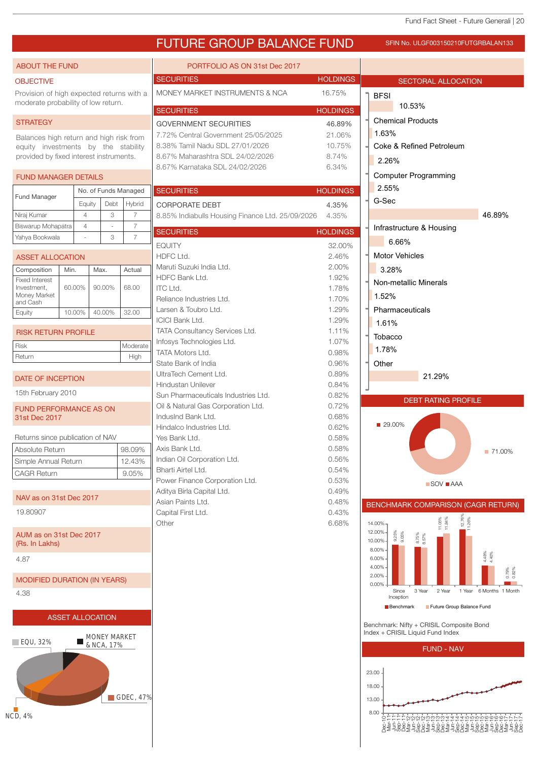# FUTURE GROUP BALANCE FUND

SFIN No. ULGF003150210FUTGRBALAN133

## ABOUT THE FUND

### OBJECTIVE

Provision of high expected returns with a moderate probability of low return.

### STRATEGY

Balances high return and high risk from equity investments by the stability provided by fixed interest instruments.

### FUND MANAGER DETAILS

| Fund Manager | No. of Funds Managed | | |
|---|---|---|---|
| | Equity | Debt | Hybrid |
| Niraj Kumar | 4 | 3 | 7 |
| Biswarup Mohapatra | 4 | - | 7 |
| Yahya Bookwala | - | 3 | 7 |

### ASSET ALLOCATION

| Composition | Min. | Max. | Actual |
|---|---|---|---|
| Fixed Interest Investment, Money Market and Cash | 60.00% | 90.00% | 68.00 |
| Equity | 10.00% | 40.00% | 32.00 |

### RISK RETURN PROFILE

| | |
|---|---|
| Risk | Moderate |
| Return | High |

### DATE OF INCEPTION

15th February 2010

### FUND PERFORMANCE AS ON 31st Dec 2017

Returns since publication of NAV

| | |
|---|---|
| Absolute Return | 98.09% |
| Simple Annual Return | 12.43% |
| CAGR Return | 9.05% |

### NAV as on 31st Dec 2017

19.80907

### AUM as on 31st Dec 2017 (Rs. In Lakhs)

4.87

### MODIFIED DURATION (IN YEARS)

4.38

### ASSET ALLOCATION

EQU, 32%
MONEY MARKET & NCA, 17%
GDEC, 47%
NCD, 4%

## PORTFOLIO AS ON 31st Dec 2017

| SECURITIES | HOLDINGS |
|---|---|
| MONEY MARKET INSTRUMENTS & NCA | 16.75% |

| SECURITIES | HOLDINGS |
|---|---|
| GOVERNMENT SECURITIES | 46.89% |
| 7.72% Central Government 25/05/2025 | 21.06% |
| 8.38% Tamil Nadu SDL 27/01/2026 | 10.75% |
| 8.67% Maharashtra SDL 24/02/2026 | 8.74% |
| 8.67% Karnataka SDL 24/02/2026 | 6.34% |

| SECURITIES | HOLDINGS |
|---|---|
| CORPORATE DEBT | 4.35% |
| 8.85% Indiabulls Housing Finance Ltd. 25/09/2026 | 4.35% |

| SECURITIES | HOLDINGS |
|---|---|
| EQUITY | 32.00% |
| HDFC Ltd. | 2.46% |
| Maruti Suzuki India Ltd. | 2.00% |
| HDFC Bank Ltd. | 1.92% |
| ITC Ltd. | 1.78% |
| Reliance Industries Ltd. | 1.70% |
| Larsen & Toubro Ltd. | 1.29% |
| ICICI Bank Ltd. | 1.29% |
| TATA Consultancy Services Ltd. | 1.11% |
| Infosys Technologies Ltd. | 1.07% |
| TATA Motors Ltd. | 0.98% |
| State Bank of India | 0.96% |
| UltraTech Cement Ltd. | 0.89% |
| Hindustan Unilever | 0.84% |
| Sun Pharmaceuticals Industries Ltd. | 0.82% |
| Oil & Natural Gas Corporation Ltd. | 0.72% |
| IndusInd Bank Ltd. | 0.68% |
| Hindalco Industries Ltd. | 0.62% |
| Yes Bank Ltd. | 0.58% |
| Axis Bank Ltd. | 0.58% |
| Indian Oil Corporation Ltd. | 0.56% |
| Bharti Airtel Ltd. | 0.54% |
| Power Finance Corporation Ltd. | 0.53% |
| Aditya Birla Capital Ltd. | 0.49% |
| Asian Paints Ltd. | 0.48% |
| Capital First Ltd. | 0.43% |
| Other | 6.68% |

## SECTORAL ALLOCATION

| Sector | Allocation |
|---|---|
| BFSI | 10.53% |
| Chemical Products | 1.63% |
| Coke & Refined Petroleum | 2.26% |
| Computer Programming | 2.55% |
| G-Sec | 46.89% |
| Infrastructure & Housing | 6.66% |
| Motor Vehicles | 3.28% |
| Non-metallic Minerals | 1.52% |
| Pharmaceuticals | 1.61% |
| Tobacco | 1.78% |
| Other | 21.29% |

## DEBT RATING PROFILE

| Rating | Share |
|---|---|
| SOV | 71.00% |
| AAA | 29.00% |

## BENCHMARK COMPARISON (CAGR RETURN)

| | Since Inception | 3 Year | 2 Year | 1 Year | 6 Months | 1 Month |
|---|---|---|---|---|---|---|
| Benchmark | 9.25% | 8.75% | 11.06% | 12.76% | 4.48% | 0.79% |
| Future Group Balance Fund | 9.05% | 8.57% | 11.84% | 11.26% | 4.40% | 0.82% |

Benchmark: Nifty + CRISIL Composite Bond Index + CRISIL Liquid Fund Index

## FUND - NAV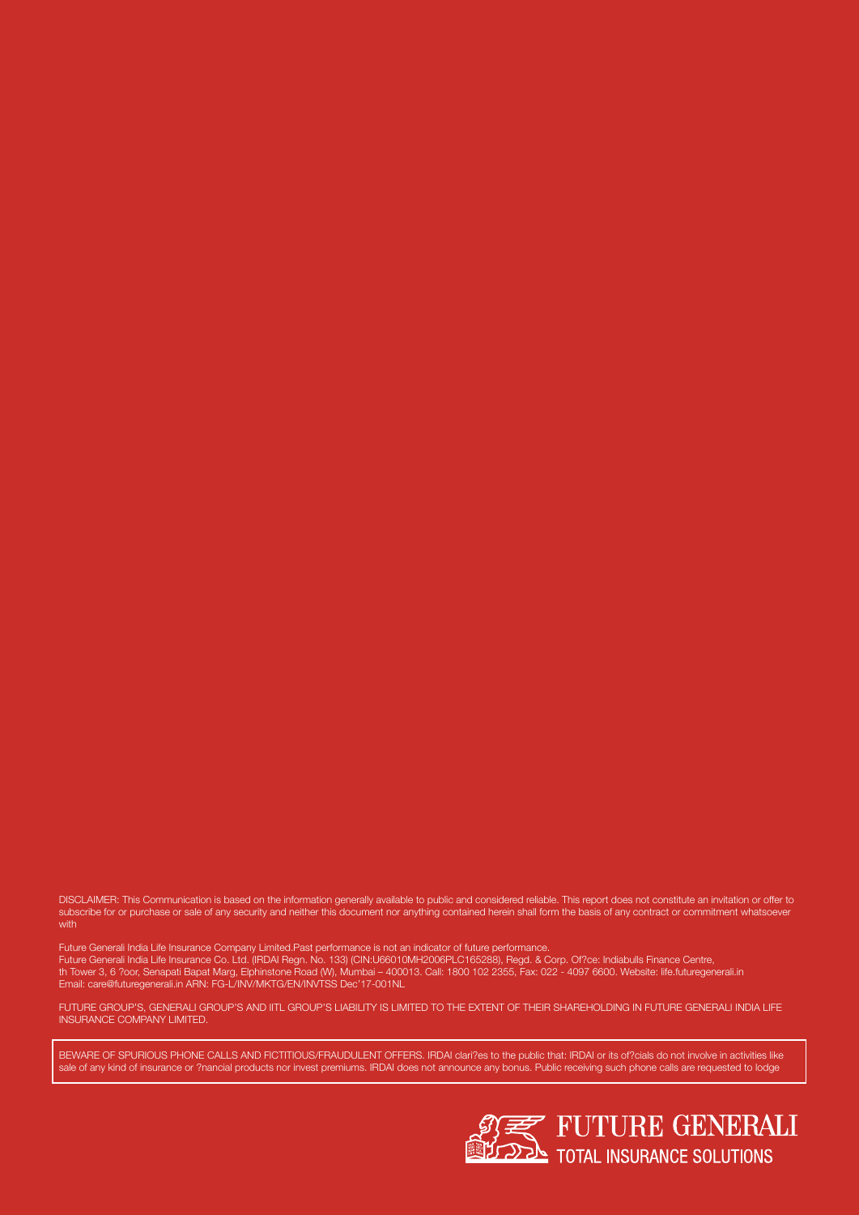DISCLAIMER: This Communication is based on the information generally available to public and considered reliable. This report does not constitute an invitation or offer to subscribe for or purchase or sale of any security and neither this document nor anything contained herein shall form the basis of any contract or commitment whatsoever with

Future Generali India Life Insurance Company Limited.Past performance is not an indicator of future performance.
Future Generali India Life Insurance Co. Ltd. (IRDAI Regn. No. 133) (CIN:U66010MH2006PLC165288), Regd. & Corp. Of?ce: Indiabulls Finance Centre, th Tower 3, 6 ?oor, Senapati Bapat Marg, Elphinstone Road (W), Mumbai – 400013. Call: 1800 102 2355, Fax: 022 - 4097 6600. Website: life.futuregenerali.in
Email: care@futuregenerali.in ARN: FG-L/INV/MKTG/EN/INVTSS Dec'17-001NL

FUTURE GROUP'S, GENERALI GROUP'S AND IITL GROUP'S LIABILITY IS LIMITED TO THE EXTENT OF THEIR SHAREHOLDING IN FUTURE GENERALI INDIA LIFE INSURANCE COMPANY LIMITED.

BEWARE OF SPURIOUS PHONE CALLS AND FICTITIOUS/FRAUDULENT OFFERS. IRDAI clari?es to the public that: IRDAI or its of?cials do not involve in activities like sale of any kind of insurance or ?nancial products nor invest premiums. IRDAI does not announce any bonus. Public receiving such phone calls are requested to lodge

FUTURE GENERALI
TOTAL INSURANCE SOLUTIONS